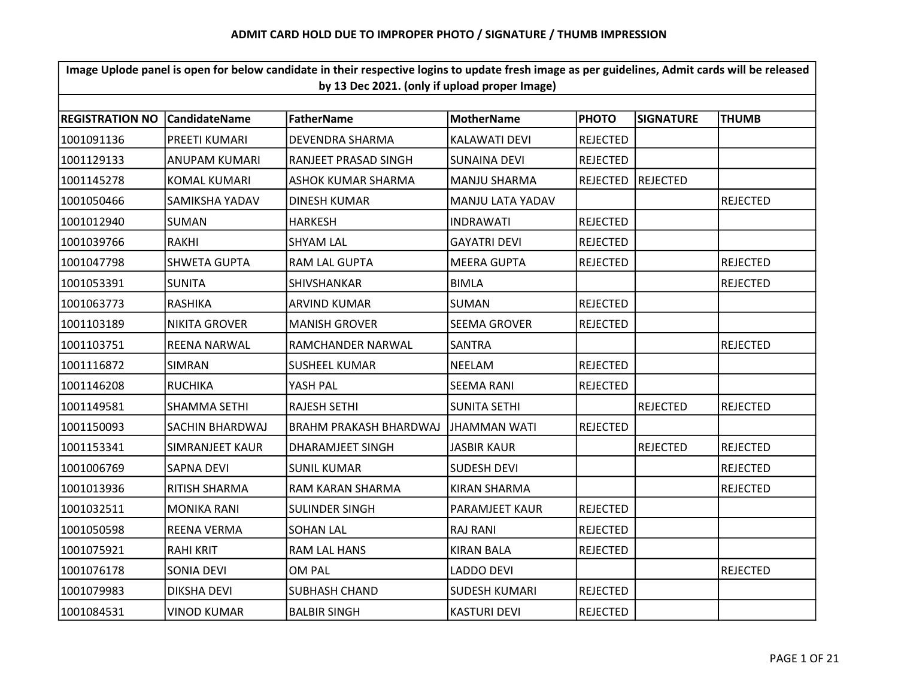# ADMIT CARD HOLD DUE TO IMPROPER PHOTO / SIGNATURE / THUMB IMPRESSION

**Image Uplode panel is open for below candidate in their respective logins to update fresh image as per guidelines, Admit cards will be released by 13 Dec 2021. (only if upload proper Image)**

| REGISTRATION NO | CandidateName | FatherName | MotherName | PHOTO | SIGNATURE | THUMB |
|---|---|---|---|---|---|---|
| 1001091136 | PREETI KUMARI | DEVENDRA SHARMA | KALAWATI DEVI | REJECTED | | |
| 1001129133 | ANUPAM KUMARI | RANJEET PRASAD SINGH | SUNAINA DEVI | REJECTED | | |
| 1001145278 | KOMAL KUMARI | ASHOK KUMAR SHARMA | MANJU SHARMA | REJECTED | REJECTED | |
| 1001050466 | SAMIKSHA YADAV | DINESH KUMAR | MANJU LATA YADAV | | | REJECTED |
| 1001012940 | SUMAN | HARKESH | INDRAWATI | REJECTED | | |
| 1001039766 | RAKHI | SHYAM LAL | GAYATRI DEVI | REJECTED | | |
| 1001047798 | SHWETA GUPTA | RAM LAL GUPTA | MEERA GUPTA | REJECTED | | REJECTED |
| 1001053391 | SUNITA | SHIVSHANKAR | BIMLA | | | REJECTED |
| 1001063773 | RASHIKA | ARVIND KUMAR | SUMAN | REJECTED | | |
| 1001103189 | NIKITA GROVER | MANISH GROVER | SEEMA GROVER | REJECTED | | |
| 1001103751 | REENA NARWAL | RAMCHANDER NARWAL | SANTRA | | | REJECTED |
| 1001116872 | SIMRAN | SUSHEEL KUMAR | NEELAM | REJECTED | | |
| 1001146208 | RUCHIKA | YASH PAL | SEEMA RANI | REJECTED | | |
| 1001149581 | SHAMMA SETHI | RAJESH SETHI | SUNITA SETHI | | REJECTED | REJECTED |
| 1001150093 | SACHIN BHARDWAJ | BRAHM PRAKASH BHARDWAJ | JHAMMAN WATI | REJECTED | | |
| 1001153341 | SIMRANJEET KAUR | DHARAMJEET SINGH | JASBIR KAUR | | REJECTED | REJECTED |
| 1001006769 | SAPNA DEVI | SUNIL KUMAR | SUDESH DEVI | | | REJECTED |
| 1001013936 | RITISH SHARMA | RAM KARAN SHARMA | KIRAN SHARMA | | | REJECTED |
| 1001032511 | MONIKA RANI | SULINDER SINGH | PARAMJEET KAUR | REJECTED | | |
| 1001050598 | REENA VERMA | SOHAN LAL | RAJ RANI | REJECTED | | |
| 1001075921 | RAHI KRIT | RAM LAL HANS | KIRAN BALA | REJECTED | | |
| 1001076178 | SONIA DEVI | OM PAL | LADDO DEVI | | | REJECTED |
| 1001079983 | DIKSHA DEVI | SUBHASH CHAND | SUDESH KUMARI | REJECTED | | |
| 1001084531 | VINOD KUMAR | BALBIR SINGH | KASTURI DEVI | REJECTED | | |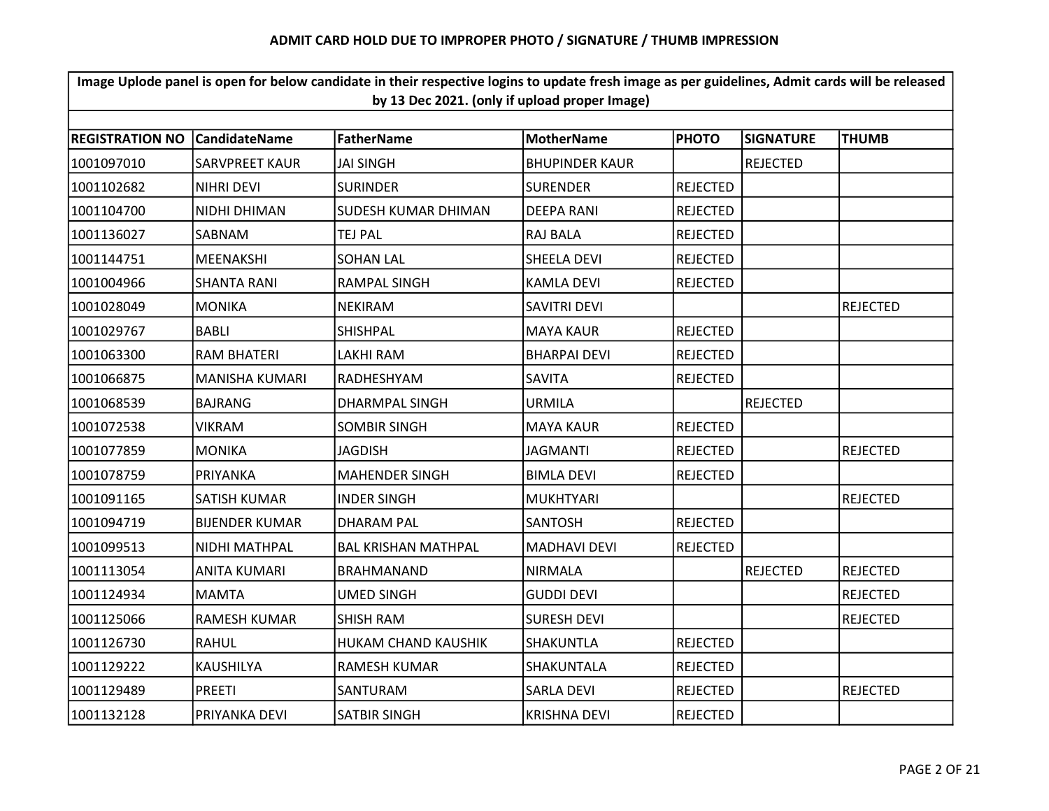**ADMIT CARD HOLD DUE TO IMPROPER PHOTO / SIGNATURE / THUMB IMPRESSION**

| Image Uplode panel is open for below candidate in their respective logins to update fresh image as per guidelines, Admit cards will be released by 13 Dec 2021. (only if upload proper Image) | | | | | | |
|---|---|---|---|---|---|---|
| **REGISTRATION NO** | **CandidateName** | **FatherName** | **MotherName** | **PHOTO** | **SIGNATURE** | **THUMB** |
| 1001097010 | SARVPREET KAUR | JAI SINGH | BHUPINDER KAUR | | REJECTED | |
| 1001102682 | NIHRI DEVI | SURINDER | SURENDER | REJECTED | | |
| 1001104700 | NIDHI DHIMAN | SUDESH KUMAR DHIMAN | DEEPA RANI | REJECTED | | |
| 1001136027 | SABNAM | TEJ PAL | RAJ BALA | REJECTED | | |
| 1001144751 | MEENAKSHI | SOHAN LAL | SHEELA DEVI | REJECTED | | |
| 1001004966 | SHANTA RANI | RAMPAL SINGH | KAMLA DEVI | REJECTED | | |
| 1001028049 | MONIKA | NEKIRAM | SAVITRI DEVI | | | REJECTED |
| 1001029767 | BABLI | SHISHPAL | MAYA KAUR | REJECTED | | |
| 1001063300 | RAM BHATERI | LAKHI RAM | BHARPAI DEVI | REJECTED | | |
| 1001066875 | MANISHA KUMARI | RADHESHYAM | SAVITA | REJECTED | | |
| 1001068539 | BAJRANG | DHARMPAL SINGH | URMILA | | REJECTED | |
| 1001072538 | VIKRAM | SOMBIR SINGH | MAYA KAUR | REJECTED | | |
| 1001077859 | MONIKA | JAGDISH | JAGMANTI | REJECTED | | REJECTED |
| 1001078759 | PRIYANKA | MAHENDER SINGH | BIMLA DEVI | REJECTED | | |
| 1001091165 | SATISH KUMAR | INDER SINGH | MUKHTYARI | | | REJECTED |
| 1001094719 | BIJENDER KUMAR | DHARAM PAL | SANTOSH | REJECTED | | |
| 1001099513 | NIDHI MATHPAL | BAL KRISHAN MATHPAL | MADHAVI DEVI | REJECTED | | |
| 1001113054 | ANITA KUMARI | BRAHMANAND | NIRMALA | | REJECTED | REJECTED |
| 1001124934 | MAMTA | UMED SINGH | GUDDI DEVI | | | REJECTED |
| 1001125066 | RAMESH KUMAR | SHISH RAM | SURESH DEVI | | | REJECTED |
| 1001126730 | RAHUL | HUKAM CHAND KAUSHIK | SHAKUNTLA | REJECTED | | |
| 1001129222 | KAUSHILYA | RAMESH KUMAR | SHAKUNTALA | REJECTED | | |
| 1001129489 | PREETI | SANTURAM | SARLA DEVI | REJECTED | | REJECTED |
| 1001132128 | PRIYANKA DEVI | SATBIR SINGH | KRISHNA DEVI | REJECTED | | |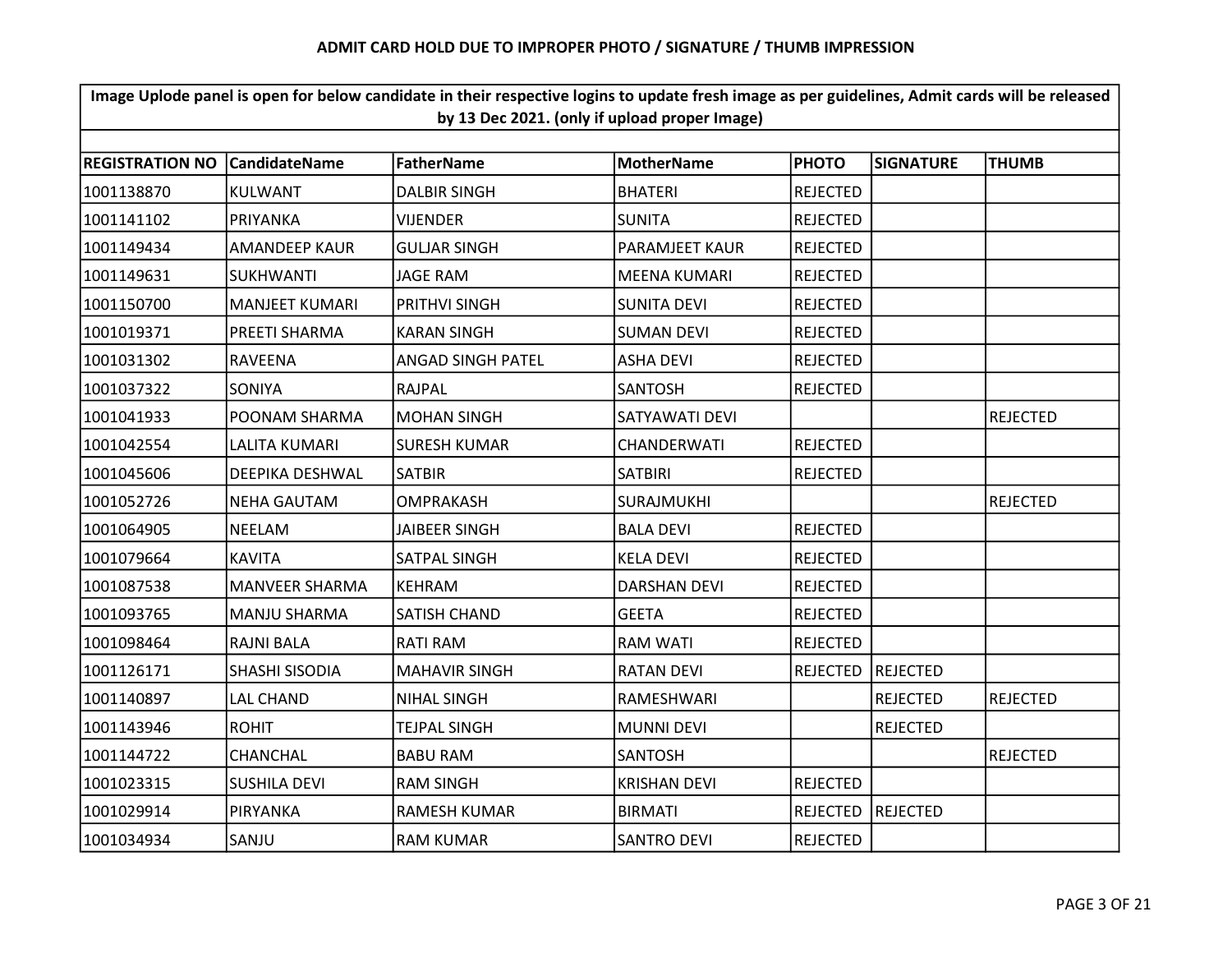## ADMIT CARD HOLD DUE TO IMPROPER PHOTO / SIGNATURE / THUMB IMPRESSION

| Image Uplode panel is open for below candidate in their respective logins to update fresh image as per guidelines, Admit cards will be released by 13 Dec 2021. (only if upload proper Image) | | | | | | |
|---|---|---|---|---|---|---|
| | | | | | | |
| **REGISTRATION NO** | **CandidateName** | **FatherName** | **MotherName** | **PHOTO** | **SIGNATURE** | **THUMB** |
| 1001138870 | KULWANT | DALBIR SINGH | BHATERI | REJECTED | | |
| 1001141102 | PRIYANKA | VIJENDER | SUNITA | REJECTED | | |
| 1001149434 | AMANDEEP KAUR | GULJAR SINGH | PARAMJEET KAUR | REJECTED | | |
| 1001149631 | SUKHWANTI | JAGE RAM | MEENA KUMARI | REJECTED | | |
| 1001150700 | MANJEET KUMARI | PRITHVI SINGH | SUNITA DEVI | REJECTED | | |
| 1001019371 | PREETI SHARMA | KARAN SINGH | SUMAN DEVI | REJECTED | | |
| 1001031302 | RAVEENA | ANGAD SINGH PATEL | ASHA DEVI | REJECTED | | |
| 1001037322 | SONIYA | RAJPAL | SANTOSH | REJECTED | | |
| 1001041933 | POONAM SHARMA | MOHAN SINGH | SATYAWATI DEVI | | | REJECTED |
| 1001042554 | LALITA KUMARI | SURESH KUMAR | CHANDERWATI | REJECTED | | |
| 1001045606 | DEEPIKA DESHWAL | SATBIR | SATBIRI | REJECTED | | |
| 1001052726 | NEHA GAUTAM | OMPRAKASH | SURAJMUKHI | | | REJECTED |
| 1001064905 | NEELAM | JAIBEER SINGH | BALA DEVI | REJECTED | | |
| 1001079664 | KAVITA | SATPAL SINGH | KELA DEVI | REJECTED | | |
| 1001087538 | MANVEER SHARMA | KEHRAM | DARSHAN DEVI | REJECTED | | |
| 1001093765 | MANJU SHARMA | SATISH CHAND | GEETA | REJECTED | | |
| 1001098464 | RAJNI BALA | RATI RAM | RAM WATI | REJECTED | | |
| 1001126171 | SHASHI SISODIA | MAHAVIR SINGH | RATAN DEVI | REJECTED | REJECTED | |
| 1001140897 | LAL CHAND | NIHAL SINGH | RAMESHWARI | | REJECTED | REJECTED |
| 1001143946 | ROHIT | TEJPAL SINGH | MUNNI DEVI | | REJECTED | |
| 1001144722 | CHANCHAL | BABU RAM | SANTOSH | | | REJECTED |
| 1001023315 | SUSHILA DEVI | RAM SINGH | KRISHAN DEVI | REJECTED | | |
| 1001029914 | PIRYANKA | RAMESH KUMAR | BIRMATI | REJECTED | REJECTED | |
| 1001034934 | SANJU | RAM KUMAR | SANTRO DEVI | REJECTED | | |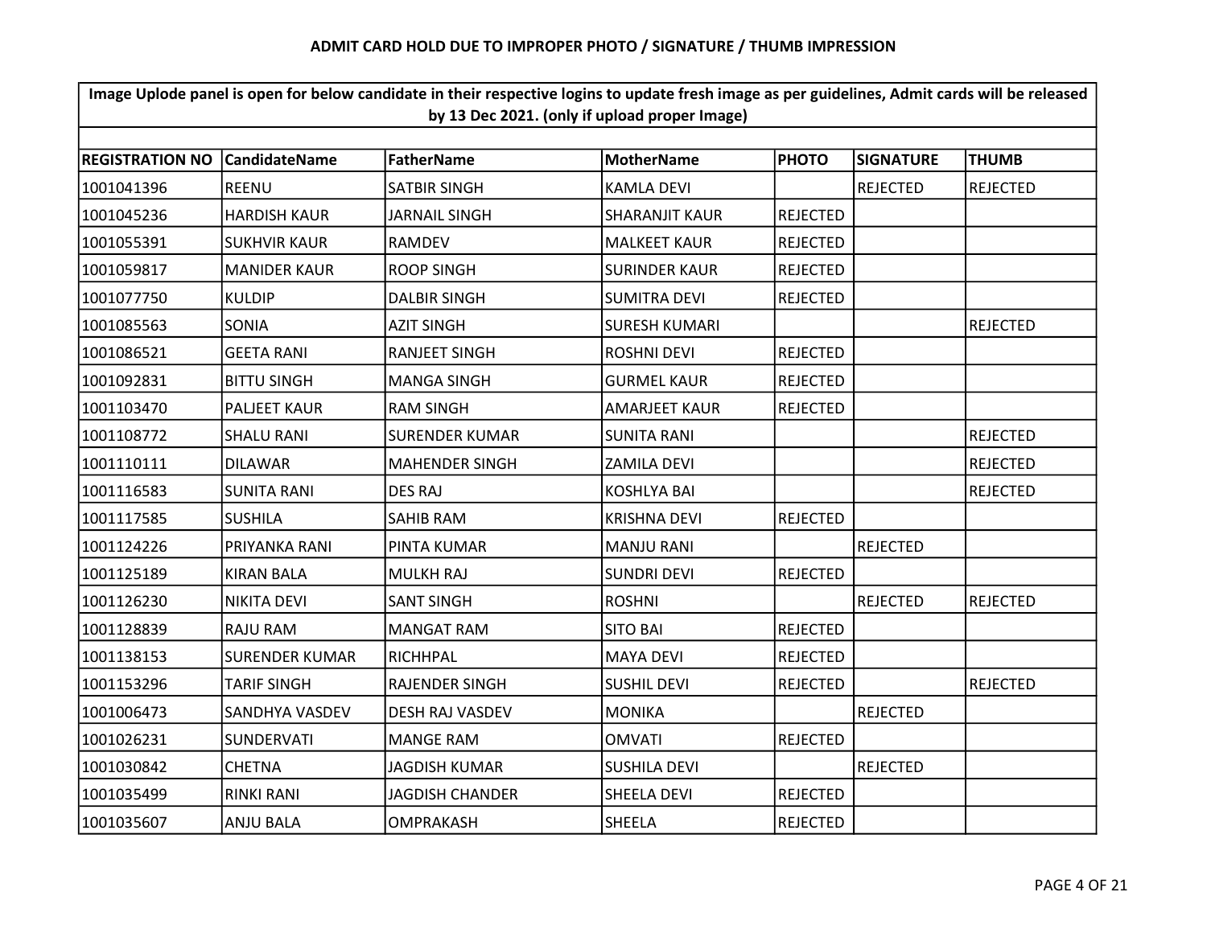## ADMIT CARD HOLD DUE TO IMPROPER PHOTO / SIGNATURE / THUMB IMPRESSION

| Image Uplode panel is open for below candidate in their respective logins to update fresh image as per guidelines, Admit cards will be released by 13 Dec 2021. (only if upload proper Image) | | | | | | |
|---|---|---|---|---|---|---|
| **REGISTRATION NO** | **CandidateName** | **FatherName** | **MotherName** | **PHOTO** | **SIGNATURE** | **THUMB** |
| 1001041396 | REENU | SATBIR SINGH | KAMLA DEVI | | REJECTED | REJECTED |
| 1001045236 | HARDISH KAUR | JARNAIL SINGH | SHARANJIT KAUR | REJECTED | | |
| 1001055391 | SUKHVIR KAUR | RAMDEV | MALKEET KAUR | REJECTED | | |
| 1001059817 | MANIDER KAUR | ROOP SINGH | SURINDER KAUR | REJECTED | | |
| 1001077750 | KULDIP | DALBIR SINGH | SUMITRA DEVI | REJECTED | | |
| 1001085563 | SONIA | AZIT SINGH | SURESH KUMARI | | | REJECTED |
| 1001086521 | GEETA RANI | RANJEET SINGH | ROSHNI DEVI | REJECTED | | |
| 1001092831 | BITTU SINGH | MANGA SINGH | GURMEL KAUR | REJECTED | | |
| 1001103470 | PALJEET KAUR | RAM SINGH | AMARJEET KAUR | REJECTED | | |
| 1001108772 | SHALU RANI | SURENDER KUMAR | SUNITA RANI | | | REJECTED |
| 1001110111 | DILAWAR | MAHENDER SINGH | ZAMILA DEVI | | | REJECTED |
| 1001116583 | SUNITA RANI | DES RAJ | KOSHLYA BAI | | | REJECTED |
| 1001117585 | SUSHILA | SAHIB RAM | KRISHNA DEVI | REJECTED | | |
| 1001124226 | PRIYANKA RANI | PINTA KUMAR | MANJU RANI | | REJECTED | |
| 1001125189 | KIRAN BALA | MULKH RAJ | SUNDRI DEVI | REJECTED | | |
| 1001126230 | NIKITA DEVI | SANT SINGH | ROSHNI | | REJECTED | REJECTED |
| 1001128839 | RAJU RAM | MANGAT RAM | SITO BAI | REJECTED | | |
| 1001138153 | SURENDER KUMAR | RICHHPAL | MAYA DEVI | REJECTED | | |
| 1001153296 | TARIF SINGH | RAJENDER SINGH | SUSHIL DEVI | REJECTED | | REJECTED |
| 1001006473 | SANDHYA VASDEV | DESH RAJ VASDEV | MONIKA | | REJECTED | |
| 1001026231 | SUNDERVATI | MANGE RAM | OMVATI | REJECTED | | |
| 1001030842 | CHETNA | JAGDISH KUMAR | SUSHILA DEVI | | REJECTED | |
| 1001035499 | RINKI RANI | JAGDISH CHANDER | SHEELA DEVI | REJECTED | | |
| 1001035607 | ANJU BALA | OMPRAKASH | SHEELA | REJECTED | | |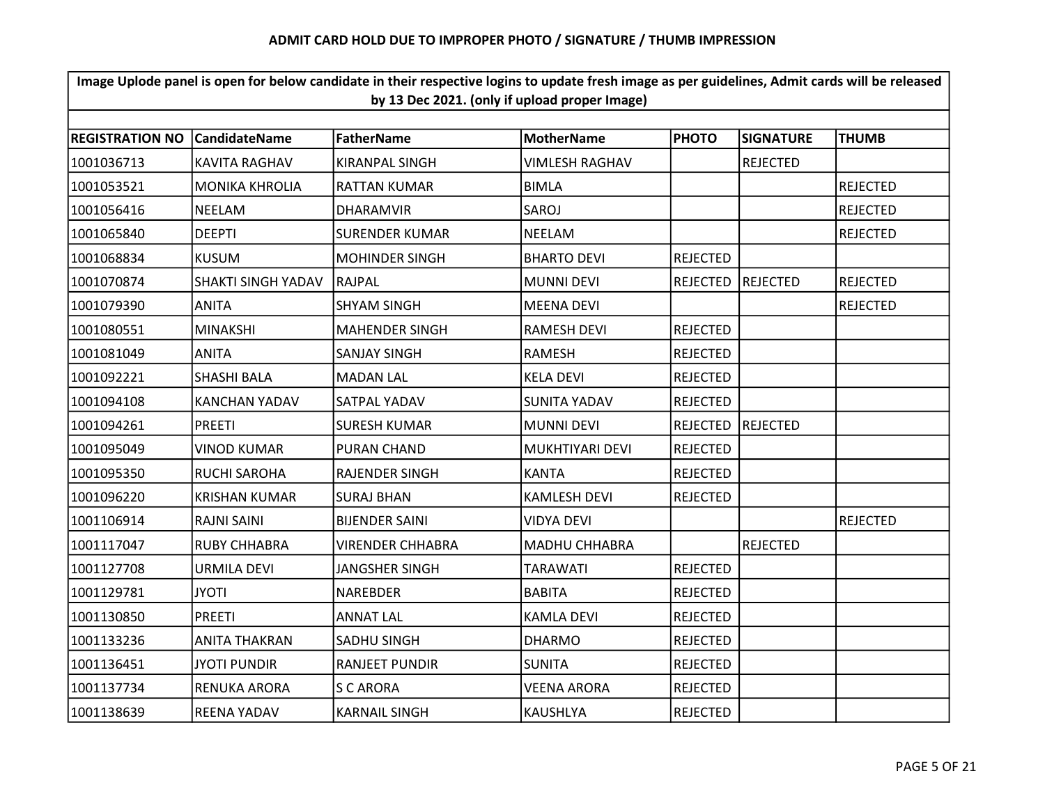## ADMIT CARD HOLD DUE TO IMPROPER PHOTO / SIGNATURE / THUMB IMPRESSION

**Image Uplode panel is open for below candidate in their respective logins to update fresh image as per guidelines, Admit cards will be released by 13 Dec 2021. (only if upload proper Image)**

| REGISTRATION NO | CandidateName | FatherName | MotherName | PHOTO | SIGNATURE | THUMB |
|---|---|---|---|---|---|---|
| 1001036713 | KAVITA RAGHAV | KIRANPAL SINGH | VIMLESH RAGHAV | | REJECTED | |
| 1001053521 | MONIKA KHROLIA | RATTAN KUMAR | BIMLA | | | REJECTED |
| 1001056416 | NEELAM | DHARAMVIR | SAROJ | | | REJECTED |
| 1001065840 | DEEPTI | SURENDER KUMAR | NEELAM | | | REJECTED |
| 1001068834 | KUSUM | MOHINDER SINGH | BHARTO DEVI | REJECTED | | |
| 1001070874 | SHAKTI SINGH YADAV | RAJPAL | MUNNI DEVI | REJECTED | REJECTED | REJECTED |
| 1001079390 | ANITA | SHYAM SINGH | MEENA DEVI | | | REJECTED |
| 1001080551 | MINAKSHI | MAHENDER SINGH | RAMESH DEVI | REJECTED | | |
| 1001081049 | ANITA | SANJAY SINGH | RAMESH | REJECTED | | |
| 1001092221 | SHASHI BALA | MADAN LAL | KELA DEVI | REJECTED | | |
| 1001094108 | KANCHAN YADAV | SATPAL YADAV | SUNITA YADAV | REJECTED | | |
| 1001094261 | PREETI | SURESH KUMAR | MUNNI DEVI | REJECTED | REJECTED | |
| 1001095049 | VINOD KUMAR | PURAN CHAND | MUKHTIYARI DEVI | REJECTED | | |
| 1001095350 | RUCHI SAROHA | RAJENDER SINGH | KANTA | REJECTED | | |
| 1001096220 | KRISHAN KUMAR | SURAJ BHAN | KAMLESH DEVI | REJECTED | | |
| 1001106914 | RAJNI SAINI | BIJENDER SAINI | VIDYA DEVI | | | REJECTED |
| 1001117047 | RUBY CHHABRA | VIRENDER CHHABRA | MADHU CHHABRA | | REJECTED | |
| 1001127708 | URMILA DEVI | JANGSHER SINGH | TARAWATI | REJECTED | | |
| 1001129781 | JYOTI | NAREBDER | BABITA | REJECTED | | |
| 1001130850 | PREETI | ANNAT LAL | KAMLA DEVI | REJECTED | | |
| 1001133236 | ANITA THAKRAN | SADHU SINGH | DHARMO | REJECTED | | |
| 1001136451 | JYOTI PUNDIR | RANJEET PUNDIR | SUNITA | REJECTED | | |
| 1001137734 | RENUKA ARORA | S C ARORA | VEENA ARORA | REJECTED | | |
| 1001138639 | REENA YADAV | KARNAIL SINGH | KAUSHLYA | REJECTED | | |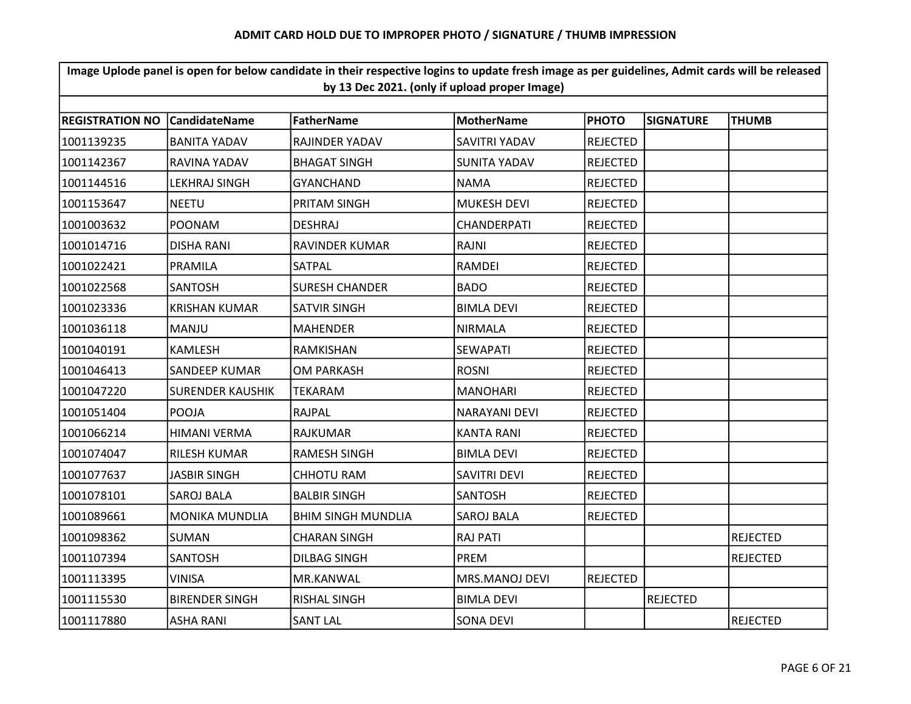## ADMIT CARD HOLD DUE TO IMPROPER PHOTO / SIGNATURE / THUMB IMPRESSION

| Image Uplode panel is open for below candidate in their respective logins to update fresh image as per guidelines, Admit cards will be released by 13 Dec 2021. (only if upload proper Image) | | | | | | |
|---|---|---|---|---|---|---|
| **REGISTRATION NO** | **CandidateName** | **FatherName** | **MotherName** | **PHOTO** | **SIGNATURE** | **THUMB** |
| 1001139235 | BANITA YADAV | RAJINDER YADAV | SAVITRI YADAV | REJECTED | | |
| 1001142367 | RAVINA YADAV | BHAGAT SINGH | SUNITA YADAV | REJECTED | | |
| 1001144516 | LEKHRAJ SINGH | GYANCHAND | NAMA | REJECTED | | |
| 1001153647 | NEETU | PRITAM SINGH | MUKESH DEVI | REJECTED | | |
| 1001003632 | POONAM | DESHRAJ | CHANDERPATI | REJECTED | | |
| 1001014716 | DISHA RANI | RAVINDER KUMAR | RAJNI | REJECTED | | |
| 1001022421 | PRAMILA | SATPAL | RAMDEI | REJECTED | | |
| 1001022568 | SANTOSH | SURESH CHANDER | BADO | REJECTED | | |
| 1001023336 | KRISHAN KUMAR | SATVIR SINGH | BIMLA DEVI | REJECTED | | |
| 1001036118 | MANJU | MAHENDER | NIRMALA | REJECTED | | |
| 1001040191 | KAMLESH | RAMKISHAN | SEWAPATI | REJECTED | | |
| 1001046413 | SANDEEP KUMAR | OM PARKASH | ROSNI | REJECTED | | |
| 1001047220 | SURENDER KAUSHIK | TEKARAM | MANOHARI | REJECTED | | |
| 1001051404 | POOJA | RAJPAL | NARAYANI DEVI | REJECTED | | |
| 1001066214 | HIMANI VERMA | RAJKUMAR | KANTA RANI | REJECTED | | |
| 1001074047 | RILESH KUMAR | RAMESH SINGH | BIMLA DEVI | REJECTED | | |
| 1001077637 | JASBIR SINGH | CHHOTU RAM | SAVITRI DEVI | REJECTED | | |
| 1001078101 | SAROJ BALA | BALBIR SINGH | SANTOSH | REJECTED | | |
| 1001089661 | MONIKA MUNDLIA | BHIM SINGH MUNDLIA | SAROJ BALA | REJECTED | | |
| 1001098362 | SUMAN | CHARAN SINGH | RAJ PATI | | | REJECTED |
| 1001107394 | SANTOSH | DILBAG SINGH | PREM | | | REJECTED |
| 1001113395 | VINISA | MR.KANWAL | MRS.MANOJ DEVI | REJECTED | | |
| 1001115530 | BIRENDER SINGH | RISHAL SINGH | BIMLA DEVI | | REJECTED | |
| 1001117880 | ASHA RANI | SANT LAL | SONA DEVI | | | REJECTED |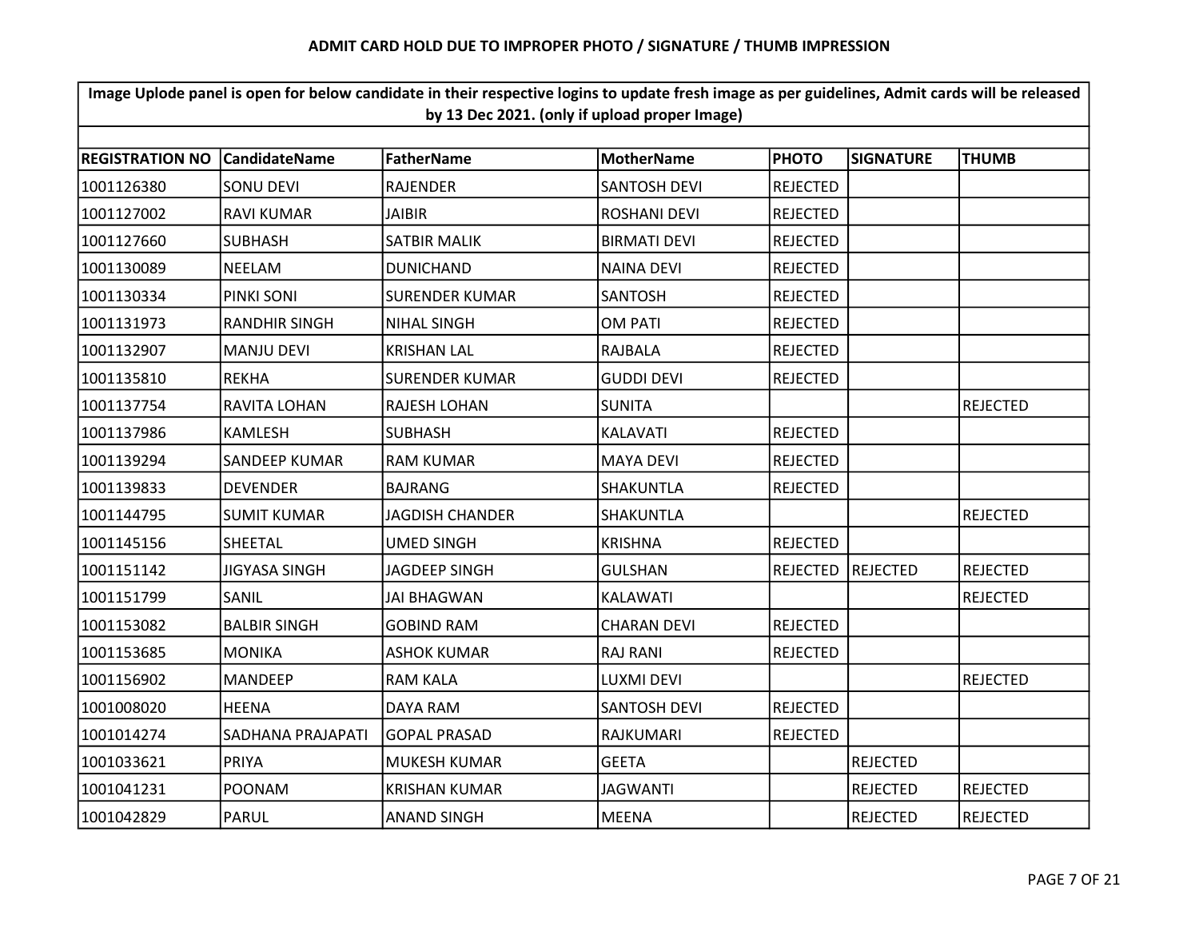## ADMIT CARD HOLD DUE TO IMPROPER PHOTO / SIGNATURE / THUMB IMPRESSION

| Image Uplode panel is open for below candidate in their respective logins to update fresh image as per guidelines, Admit cards will be released by 13 Dec 2021. (only if upload proper Image) | | | | | | |
|---|---|---|---|---|---|---|
| REGISTRATION NO | CandidateName | FatherName | MotherName | PHOTO | SIGNATURE | THUMB |
| 1001126380 | SONU DEVI | RAJENDER | SANTOSH DEVI | REJECTED | | |
| 1001127002 | RAVI KUMAR | JAIBIR | ROSHANI DEVI | REJECTED | | |
| 1001127660 | SUBHASH | SATBIR MALIK | BIRMATI DEVI | REJECTED | | |
| 1001130089 | NEELAM | DUNICHAND | NAINA DEVI | REJECTED | | |
| 1001130334 | PINKI SONI | SURENDER KUMAR | SANTOSH | REJECTED | | |
| 1001131973 | RANDHIR SINGH | NIHAL SINGH | OM PATI | REJECTED | | |
| 1001132907 | MANJU DEVI | KRISHAN LAL | RAJBALA | REJECTED | | |
| 1001135810 | REKHA | SURENDER KUMAR | GUDDI DEVI | REJECTED | | |
| 1001137754 | RAVITA LOHAN | RAJESH LOHAN | SUNITA | | | REJECTED |
| 1001137986 | KAMLESH | SUBHASH | KALAVATI | REJECTED | | |
| 1001139294 | SANDEEP KUMAR | RAM KUMAR | MAYA DEVI | REJECTED | | |
| 1001139833 | DEVENDER | BAJRANG | SHAKUNTLA | REJECTED | | |
| 1001144795 | SUMIT KUMAR | JAGDISH CHANDER | SHAKUNTLA | | | REJECTED |
| 1001145156 | SHEETAL | UMED SINGH | KRISHNA | REJECTED | | |
| 1001151142 | JIGYASA SINGH | JAGDEEP SINGH | GULSHAN | REJECTED | REJECTED | REJECTED |
| 1001151799 | SANIL | JAI BHAGWAN | KALAWATI | | | REJECTED |
| 1001153082 | BALBIR SINGH | GOBIND RAM | CHARAN DEVI | REJECTED | | |
| 1001153685 | MONIKA | ASHOK KUMAR | RAJ RANI | REJECTED | | |
| 1001156902 | MANDEEP | RAM KALA | LUXMI DEVI | | | REJECTED |
| 1001008020 | HEENA | DAYA RAM | SANTOSH DEVI | REJECTED | | |
| 1001014274 | SADHANA PRAJAPATI | GOPAL PRASAD | RAJKUMARI | REJECTED | | |
| 1001033621 | PRIYA | MUKESH KUMAR | GEETA | | REJECTED | |
| 1001041231 | POONAM | KRISHAN KUMAR | JAGWANTI | | REJECTED | REJECTED |
| 1001042829 | PARUL | ANAND SINGH | MEENA | | REJECTED | REJECTED |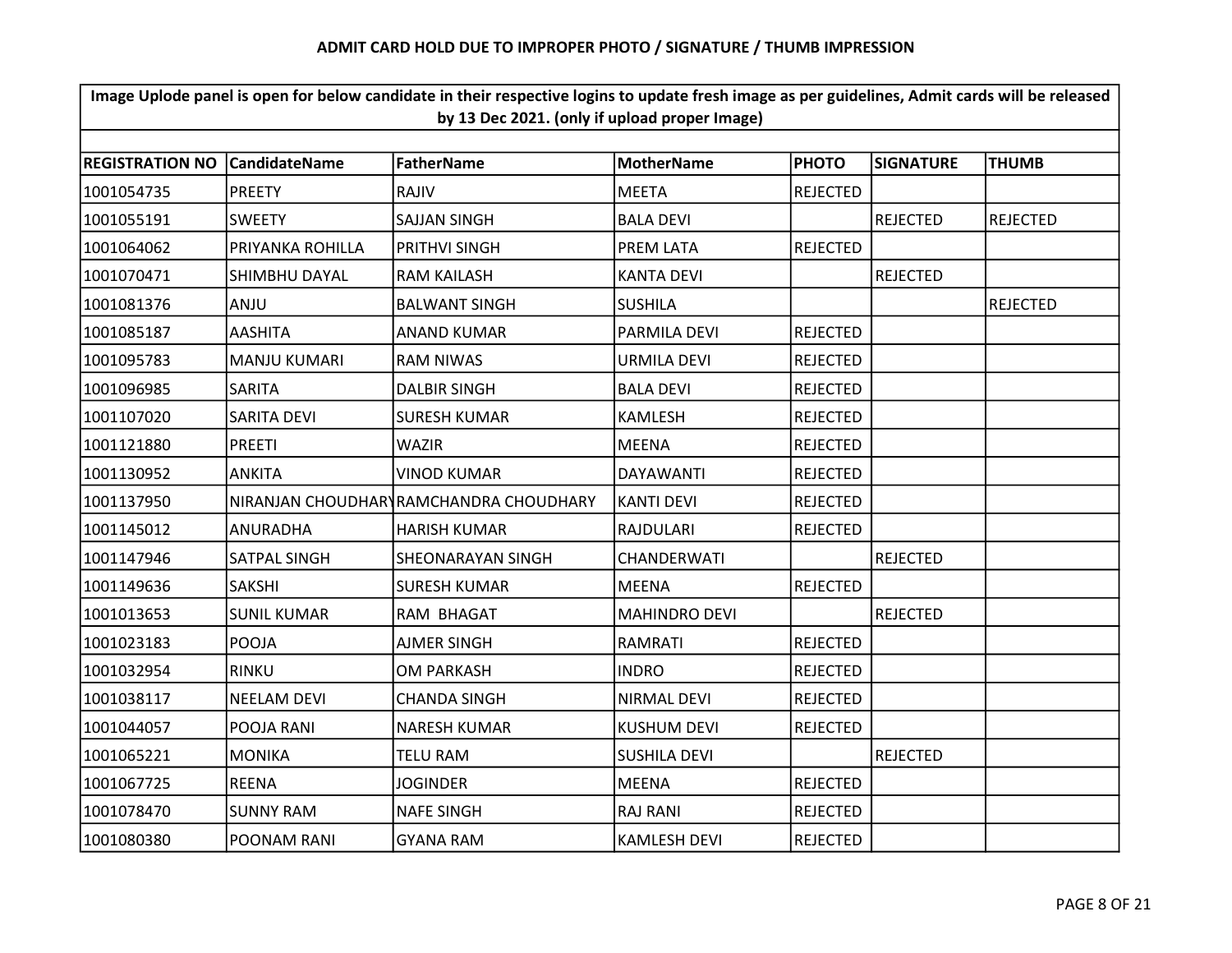## ADMIT CARD HOLD DUE TO IMPROPER PHOTO / SIGNATURE / THUMB IMPRESSION

| Image Uplode panel is open for below candidate in their respective logins to update fresh image as per guidelines, Admit cards will be released by 13 Dec 2021. (only if upload proper Image) | | | | | | |
|---|---|---|---|---|---|---|
| **REGISTRATION NO** | **CandidateName** | **FatherName** | **MotherName** | **PHOTO** | **SIGNATURE** | **THUMB** |
| 1001054735 | PREETY | RAJIV | MEETA | REJECTED | | |
| 1001055191 | SWEETY | SAJJAN SINGH | BALA DEVI | | REJECTED | REJECTED |
| 1001064062 | PRIYANKA ROHILLA | PRITHVI SINGH | PREM LATA | REJECTED | | |
| 1001070471 | SHIMBHU DAYAL | RAM KAILASH | KANTA DEVI | | REJECTED | |
| 1001081376 | ANJU | BALWANT SINGH | SUSHILA | | | REJECTED |
| 1001085187 | AASHITA | ANAND KUMAR | PARMILA DEVI | REJECTED | | |
| 1001095783 | MANJU KUMARI | RAM NIWAS | URMILA DEVI | REJECTED | | |
| 1001096985 | SARITA | DALBIR SINGH | BALA DEVI | REJECTED | | |
| 1001107020 | SARITA DEVI | SURESH KUMAR | KAMLESH | REJECTED | | |
| 1001121880 | PREETI | WAZIR | MEENA | REJECTED | | |
| 1001130952 | ANKITA | VINOD KUMAR | DAYAWANTI | REJECTED | | |
| 1001137950 | NIRANJAN CHOUDHARY | RAMCHANDRA CHOUDHARY | KANTI DEVI | REJECTED | | |
| 1001145012 | ANURADHA | HARISH KUMAR | RAJDULARI | REJECTED | | |
| 1001147946 | SATPAL SINGH | SHEONARAYAN SINGH | CHANDERWATI | | REJECTED | |
| 1001149636 | SAKSHI | SURESH KUMAR | MEENA | REJECTED | | |
| 1001013653 | SUNIL KUMAR | RAM BHAGAT | MAHINDRO DEVI | | REJECTED | |
| 1001023183 | POOJA | AJMER SINGH | RAMRATI | REJECTED | | |
| 1001032954 | RINKU | OM PARKASH | INDRO | REJECTED | | |
| 1001038117 | NEELAM DEVI | CHANDA SINGH | NIRMAL DEVI | REJECTED | | |
| 1001044057 | POOJA RANI | NARESH KUMAR | KUSHUM DEVI | REJECTED | | |
| 1001065221 | MONIKA | TELU RAM | SUSHILA DEVI | | REJECTED | |
| 1001067725 | REENA | JOGINDER | MEENA | REJECTED | | |
| 1001078470 | SUNNY RAM | NAFE SINGH | RAJ RANI | REJECTED | | |
| 1001080380 | POONAM RANI | GYANA RAM | KAMLESH DEVI | REJECTED | | |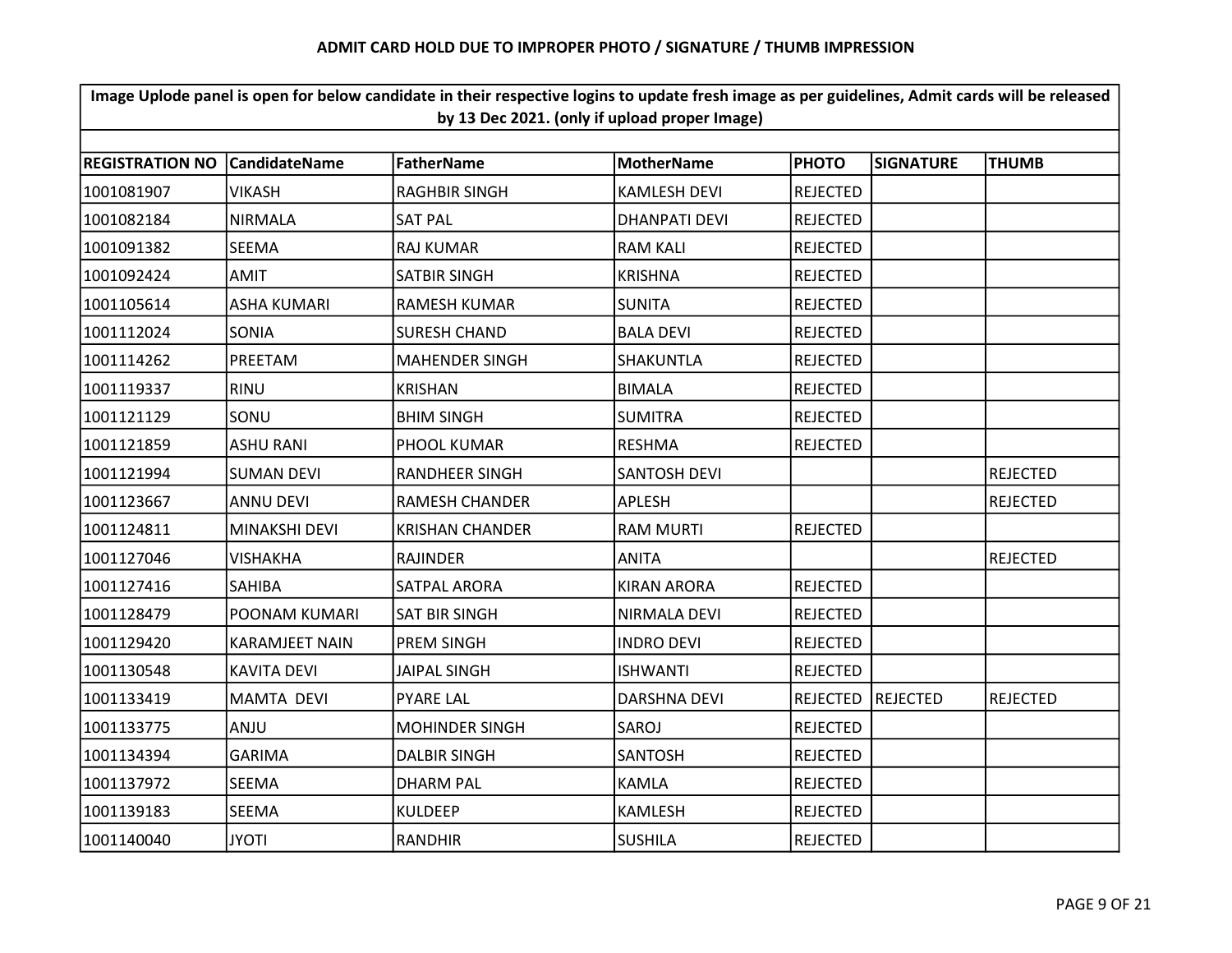## ADMIT CARD HOLD DUE TO IMPROPER PHOTO / SIGNATURE / THUMB IMPRESSION

**Image Uplode panel is open for below candidate in their respective logins to update fresh image as per guidelines, Admit cards will be released by 13 Dec 2021. (only if upload proper Image)**

| REGISTRATION NO | CandidateName | FatherName | MotherName | PHOTO | SIGNATURE | THUMB |
|---|---|---|---|---|---|---|
| 1001081907 | VIKASH | RAGHBIR SINGH | KAMLESH DEVI | REJECTED | | |
| 1001082184 | NIRMALA | SAT PAL | DHANPATI DEVI | REJECTED | | |
| 1001091382 | SEEMA | RAJ KUMAR | RAM KALI | REJECTED | | |
| 1001092424 | AMIT | SATBIR SINGH | KRISHNA | REJECTED | | |
| 1001105614 | ASHA KUMARI | RAMESH KUMAR | SUNITA | REJECTED | | |
| 1001112024 | SONIA | SURESH CHAND | BALA DEVI | REJECTED | | |
| 1001114262 | PREETAM | MAHENDER SINGH | SHAKUNTLA | REJECTED | | |
| 1001119337 | RINU | KRISHAN | BIMALA | REJECTED | | |
| 1001121129 | SONU | BHIM SINGH | SUMITRA | REJECTED | | |
| 1001121859 | ASHU RANI | PHOOL KUMAR | RESHMA | REJECTED | | |
| 1001121994 | SUMAN DEVI | RANDHEER SINGH | SANTOSH DEVI | | | REJECTED |
| 1001123667 | ANNU DEVI | RAMESH CHANDER | APLESH | | | REJECTED |
| 1001124811 | MINAKSHI DEVI | KRISHAN CHANDER | RAM MURTI | REJECTED | | |
| 1001127046 | VISHAKHA | RAJINDER | ANITA | | | REJECTED |
| 1001127416 | SAHIBA | SATPAL ARORA | KIRAN ARORA | REJECTED | | |
| 1001128479 | POONAM KUMARI | SAT BIR SINGH | NIRMALA DEVI | REJECTED | | |
| 1001129420 | KARAMJEET NAIN | PREM SINGH | INDRO DEVI | REJECTED | | |
| 1001130548 | KAVITA DEVI | JAIPAL SINGH | ISHWANTI | REJECTED | | |
| 1001133419 | MAMTA DEVI | PYARE LAL | DARSHNA DEVI | REJECTED | REJECTED | REJECTED |
| 1001133775 | ANJU | MOHINDER SINGH | SAROJ | REJECTED | | |
| 1001134394 | GARIMA | DALBIR SINGH | SANTOSH | REJECTED | | |
| 1001137972 | SEEMA | DHARM PAL | KAMLA | REJECTED | | |
| 1001139183 | SEEMA | KULDEEP | KAMLESH | REJECTED | | |
| 1001140040 | JYOTI | RANDHIR | SUSHILA | REJECTED | | |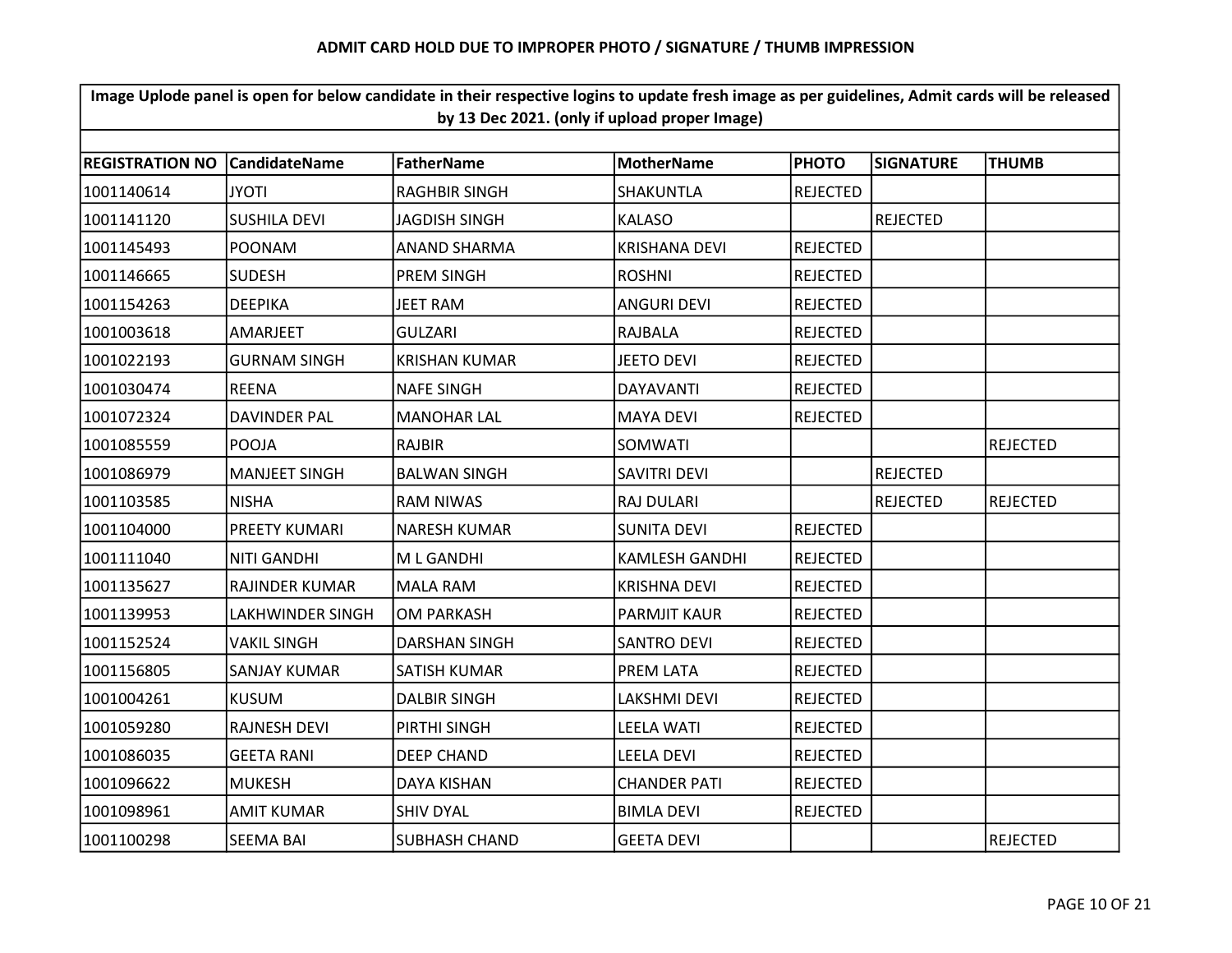**ADMIT CARD HOLD DUE TO IMPROPER PHOTO / SIGNATURE / THUMB IMPRESSION**

**Image Uplode panel is open for below candidate in their respective logins to update fresh image as per guidelines, Admit cards will be released by 13 Dec 2021. (only if upload proper Image)**

| REGISTRATION NO | CandidateName | FatherName | MotherName | PHOTO | SIGNATURE | THUMB |
|---|---|---|---|---|---|---|
| 1001140614 | JYOTI | RAGHBIR SINGH | SHAKUNTLA | REJECTED | | |
| 1001141120 | SUSHILA DEVI | JAGDISH SINGH | KALASO | | REJECTED | |
| 1001145493 | POONAM | ANAND SHARMA | KRISHANA DEVI | REJECTED | | |
| 1001146665 | SUDESH | PREM SINGH | ROSHNI | REJECTED | | |
| 1001154263 | DEEPIKA | JEET RAM | ANGURI DEVI | REJECTED | | |
| 1001003618 | AMARJEET | GULZARI | RAJBALA | REJECTED | | |
| 1001022193 | GURNAM SINGH | KRISHAN KUMAR | JEETO DEVI | REJECTED | | |
| 1001030474 | REENA | NAFE SINGH | DAYAVANTI | REJECTED | | |
| 1001072324 | DAVINDER PAL | MANOHAR LAL | MAYA DEVI | REJECTED | | |
| 1001085559 | POOJA | RAJBIR | SOMWATI | | | REJECTED |
| 1001086979 | MANJEET SINGH | BALWAN SINGH | SAVITRI DEVI | | REJECTED | |
| 1001103585 | NISHA | RAM NIWAS | RAJ DULARI | | REJECTED | REJECTED |
| 1001104000 | PREETY KUMARI | NARESH KUMAR | SUNITA DEVI | REJECTED | | |
| 1001111040 | NITI GANDHI | M L GANDHI | KAMLESH GANDHI | REJECTED | | |
| 1001135627 | RAJINDER KUMAR | MALA RAM | KRISHNA DEVI | REJECTED | | |
| 1001139953 | LAKHWINDER SINGH | OM PARKASH | PARMJIT KAUR | REJECTED | | |
| 1001152524 | VAKIL SINGH | DARSHAN SINGH | SANTRO DEVI | REJECTED | | |
| 1001156805 | SANJAY KUMAR | SATISH KUMAR | PREM LATA | REJECTED | | |
| 1001004261 | KUSUM | DALBIR SINGH | LAKSHMI DEVI | REJECTED | | |
| 1001059280 | RAJNESH DEVI | PIRTHI SINGH | LEELA WATI | REJECTED | | |
| 1001086035 | GEETA RANI | DEEP CHAND | LEELA DEVI | REJECTED | | |
| 1001096622 | MUKESH | DAYA KISHAN | CHANDER PATI | REJECTED | | |
| 1001098961 | AMIT KUMAR | SHIV DYAL | BIMLA DEVI | REJECTED | | |
| 1001100298 | SEEMA BAI | SUBHASH CHAND | GEETA DEVI | | | REJECTED |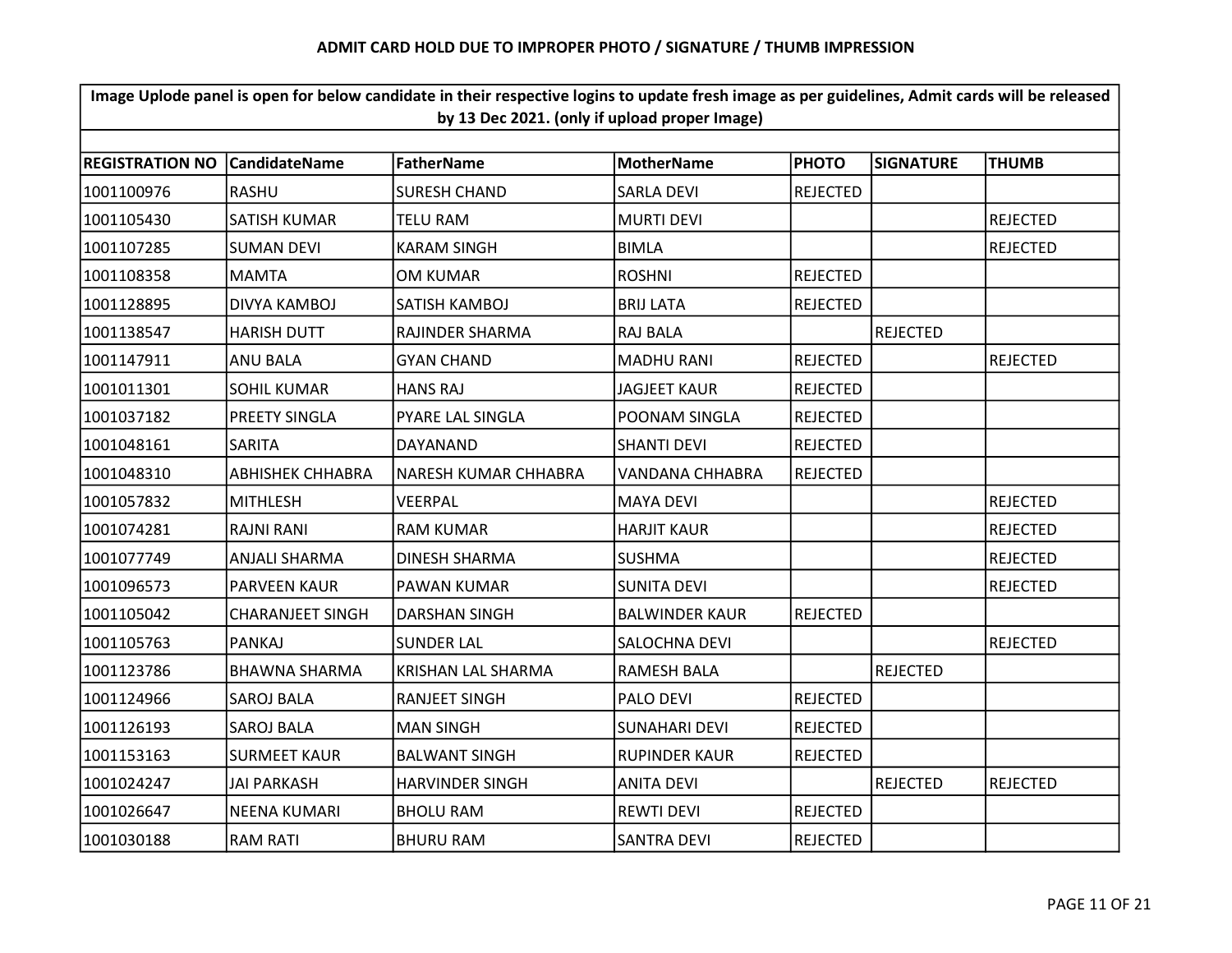# ADMIT CARD HOLD DUE TO IMPROPER PHOTO / SIGNATURE / THUMB IMPRESSION

**Image Uplode panel is open for below candidate in their respective logins to update fresh image as per guidelines, Admit cards will be released by 13 Dec 2021. (only if upload proper Image)**

| REGISTRATION NO | CandidateName | FatherName | MotherName | PHOTO | SIGNATURE | THUMB |
|---|---|---|---|---|---|---|
| 1001100976 | RASHU | SURESH CHAND | SARLA DEVI | REJECTED | | |
| 1001105430 | SATISH KUMAR | TELU RAM | MURTI DEVI | | | REJECTED |
| 1001107285 | SUMAN DEVI | KARAM SINGH | BIMLA | | | REJECTED |
| 1001108358 | MAMTA | OM KUMAR | ROSHNI | REJECTED | | |
| 1001128895 | DIVYA KAMBOJ | SATISH KAMBOJ | BRIJ LATA | REJECTED | | |
| 1001138547 | HARISH DUTT | RAJINDER SHARMA | RAJ BALA | | REJECTED | |
| 1001147911 | ANU BALA | GYAN CHAND | MADHU RANI | REJECTED | | REJECTED |
| 1001011301 | SOHIL KUMAR | HANS RAJ | JAGJEET KAUR | REJECTED | | |
| 1001037182 | PREETY SINGLA | PYARE LAL SINGLA | POONAM SINGLA | REJECTED | | |
| 1001048161 | SARITA | DAYANAND | SHANTI DEVI | REJECTED | | |
| 1001048310 | ABHISHEK CHHABRA | NARESH KUMAR CHHABRA | VANDANA CHHABRA | REJECTED | | |
| 1001057832 | MITHLESH | VEERPAL | MAYA DEVI | | | REJECTED |
| 1001074281 | RAJNI RANI | RAM KUMAR | HARJIT KAUR | | | REJECTED |
| 1001077749 | ANJALI SHARMA | DINESH SHARMA | SUSHMA | | | REJECTED |
| 1001096573 | PARVEEN KAUR | PAWAN KUMAR | SUNITA DEVI | | | REJECTED |
| 1001105042 | CHARANJEET SINGH | DARSHAN SINGH | BALWINDER KAUR | REJECTED | | |
| 1001105763 | PANKAJ | SUNDER LAL | SALOCHNA DEVI | | | REJECTED |
| 1001123786 | BHAWNA SHARMA | KRISHAN LAL SHARMA | RAMESH BALA | | REJECTED | |
| 1001124966 | SAROJ BALA | RANJEET SINGH | PALO DEVI | REJECTED | | |
| 1001126193 | SAROJ BALA | MAN SINGH | SUNAHARI DEVI | REJECTED | | |
| 1001153163 | SURMEET KAUR | BALWANT SINGH | RUPINDER KAUR | REJECTED | | |
| 1001024247 | JAI PARKASH | HARVINDER SINGH | ANITA DEVI | | REJECTED | REJECTED |
| 1001026647 | NEENA KUMARI | BHOLU RAM | REWTI DEVI | REJECTED | | |
| 1001030188 | RAM RATI | BHURU RAM | SANTRA DEVI | REJECTED | | |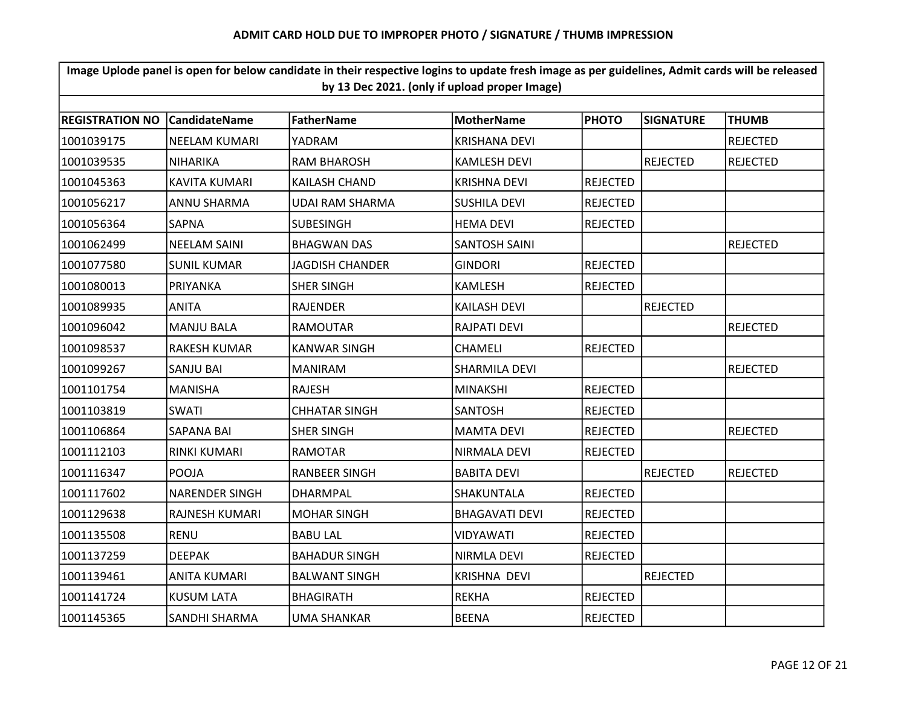# ADMIT CARD HOLD DUE TO IMPROPER PHOTO / SIGNATURE / THUMB IMPRESSION

**Image Uplode panel is open for below candidate in their respective logins to update fresh image as per guidelines, Admit cards will be released by 13 Dec 2021. (only if upload proper Image)**

| REGISTRATION NO | CandidateName | FatherName | MotherName | PHOTO | SIGNATURE | THUMB |
|---|---|---|---|---|---|---|
| 1001039175 | NEELAM KUMARI | YADRAM | KRISHANA DEVI | | | REJECTED |
| 1001039535 | NIHARIKA | RAM BHAROSH | KAMLESH DEVI | | REJECTED | REJECTED |
| 1001045363 | KAVITA KUMARI | KAILASH CHAND | KRISHNA DEVI | REJECTED | | |
| 1001056217 | ANNU SHARMA | UDAI RAM SHARMA | SUSHILA DEVI | REJECTED | | |
| 1001056364 | SAPNA | SUBESINGH | HEMA DEVI | REJECTED | | |
| 1001062499 | NEELAM SAINI | BHAGWAN DAS | SANTOSH SAINI | | | REJECTED |
| 1001077580 | SUNIL KUMAR | JAGDISH CHANDER | GINDORI | REJECTED | | |
| 1001080013 | PRIYANKA | SHER SINGH | KAMLESH | REJECTED | | |
| 1001089935 | ANITA | RAJENDER | KAILASH DEVI | | REJECTED | |
| 1001096042 | MANJU BALA | RAMOUTAR | RAJPATI DEVI | | | REJECTED |
| 1001098537 | RAKESH KUMAR | KANWAR SINGH | CHAMELI | REJECTED | | |
| 1001099267 | SANJU BAI | MANIRAM | SHARMILA DEVI | | | REJECTED |
| 1001101754 | MANISHA | RAJESH | MINAKSHI | REJECTED | | |
| 1001103819 | SWATI | CHHATAR SINGH | SANTOSH | REJECTED | | |
| 1001106864 | SAPANA BAI | SHER SINGH | MAMTA DEVI | REJECTED | | REJECTED |
| 1001112103 | RINKI KUMARI | RAMOTAR | NIRMALA DEVI | REJECTED | | |
| 1001116347 | POOJA | RANBEER SINGH | BABITA DEVI | | REJECTED | REJECTED |
| 1001117602 | NARENDER SINGH | DHARMPAL | SHAKUNTALA | REJECTED | | |
| 1001129638 | RAJNESH KUMARI | MOHAR SINGH | BHAGAVATI DEVI | REJECTED | | |
| 1001135508 | RENU | BABU LAL | VIDYAWATI | REJECTED | | |
| 1001137259 | DEEPAK | BAHADUR SINGH | NIRMLA DEVI | REJECTED | | |
| 1001139461 | ANITA KUMARI | BALWANT SINGH | KRISHNA DEVI | | REJECTED | |
| 1001141724 | KUSUM LATA | BHAGIRATH | REKHA | REJECTED | | |
| 1001145365 | SANDHI SHARMA | UMA SHANKAR | BEENA | REJECTED | | |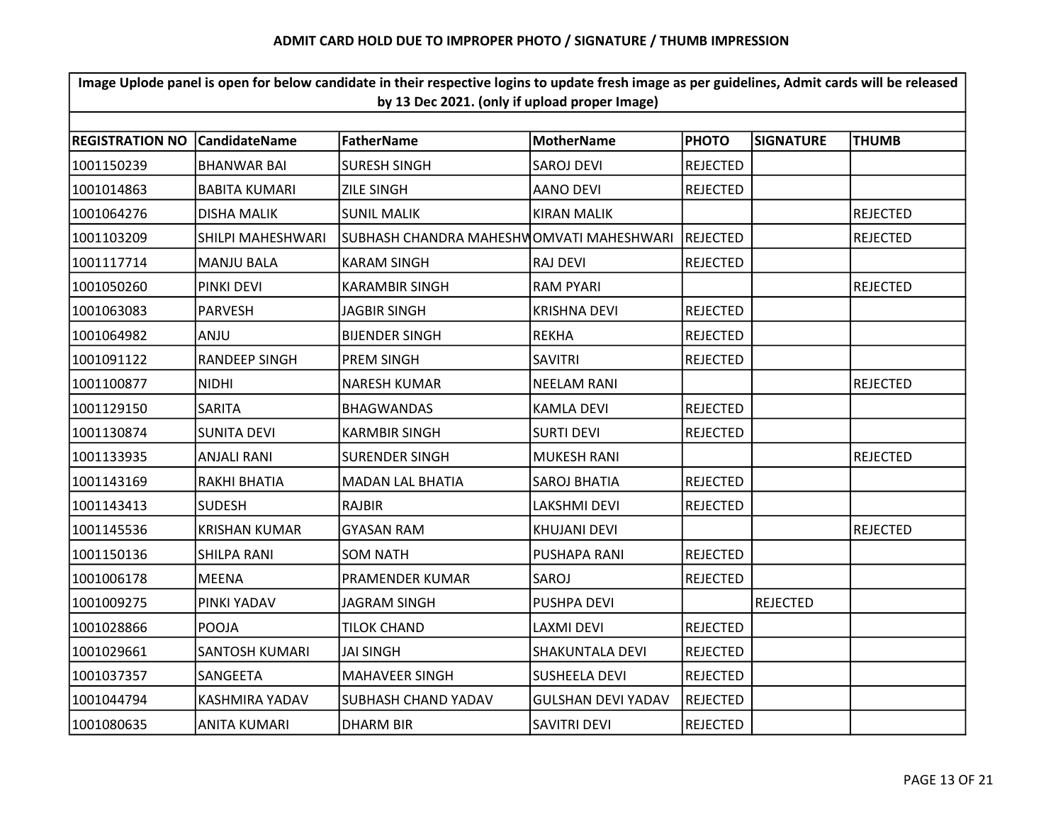**ADMIT CARD HOLD DUE TO IMPROPER PHOTO / SIGNATURE / THUMB IMPRESSION**

| Image Uplode panel is open for below candidate in their respective logins to update fresh image as per guidelines, Admit cards will be released by 13 Dec 2021. (only if upload proper Image) | | | | | | |
|---|---|---|---|---|---|---|
| **REGISTRATION NO** | **CandidateName** | **FatherName** | **MotherName** | **PHOTO** | **SIGNATURE** | **THUMB** |
| 1001150239 | BHANWAR BAI | SURESH SINGH | SAROJ DEVI | REJECTED | | |
| 1001014863 | BABITA KUMARI | ZILE SINGH | AANO DEVI | REJECTED | | |
| 1001064276 | DISHA MALIK | SUNIL MALIK | KIRAN MALIK | | | REJECTED |
| 1001103209 | SHILPI MAHESHWARI | SUBHASH CHANDRA MAHESHW | OMVATI MAHESHWARI | REJECTED | | REJECTED |
| 1001117714 | MANJU BALA | KARAM SINGH | RAJ DEVI | REJECTED | | |
| 1001050260 | PINKI DEVI | KARAMBIR SINGH | RAM PYARI | | | REJECTED |
| 1001063083 | PARVESH | JAGBIR SINGH | KRISHNA DEVI | REJECTED | | |
| 1001064982 | ANJU | BIJENDER SINGH | REKHA | REJECTED | | |
| 1001091122 | RANDEEP SINGH | PREM SINGH | SAVITRI | REJECTED | | |
| 1001100877 | NIDHI | NARESH KUMAR | NEELAM RANI | | | REJECTED |
| 1001129150 | SARITA | BHAGWANDAS | KAMLA DEVI | REJECTED | | |
| 1001130874 | SUNITA DEVI | KARMBIR SINGH | SURTI DEVI | REJECTED | | |
| 1001133935 | ANJALI RANI | SURENDER SINGH | MUKESH RANI | | | REJECTED |
| 1001143169 | RAKHI BHATIA | MADAN LAL BHATIA | SAROJ BHATIA | REJECTED | | |
| 1001143413 | SUDESH | RAJBIR | LAKSHMI DEVI | REJECTED | | |
| 1001145536 | KRISHAN KUMAR | GYASAN RAM | KHUJANI DEVI | | | REJECTED |
| 1001150136 | SHILPA RANI | SOM NATH | PUSHAPA RANI | REJECTED | | |
| 1001006178 | MEENA | PRAMENDER KUMAR | SAROJ | REJECTED | | |
| 1001009275 | PINKI YADAV | JAGRAM SINGH | PUSHPA DEVI | | REJECTED | |
| 1001028866 | POOJA | TILOK CHAND | LAXMI DEVI | REJECTED | | |
| 1001029661 | SANTOSH KUMARI | JAI SINGH | SHAKUNTALA DEVI | REJECTED | | |
| 1001037357 | SANGEETA | MAHAVEER SINGH | SUSHEELA DEVI | REJECTED | | |
| 1001044794 | KASHMIRA YADAV | SUBHASH CHAND YADAV | GULSHAN DEVI YADAV | REJECTED | | |
| 1001080635 | ANITA KUMARI | DHARM BIR | SAVITRI DEVI | REJECTED | | |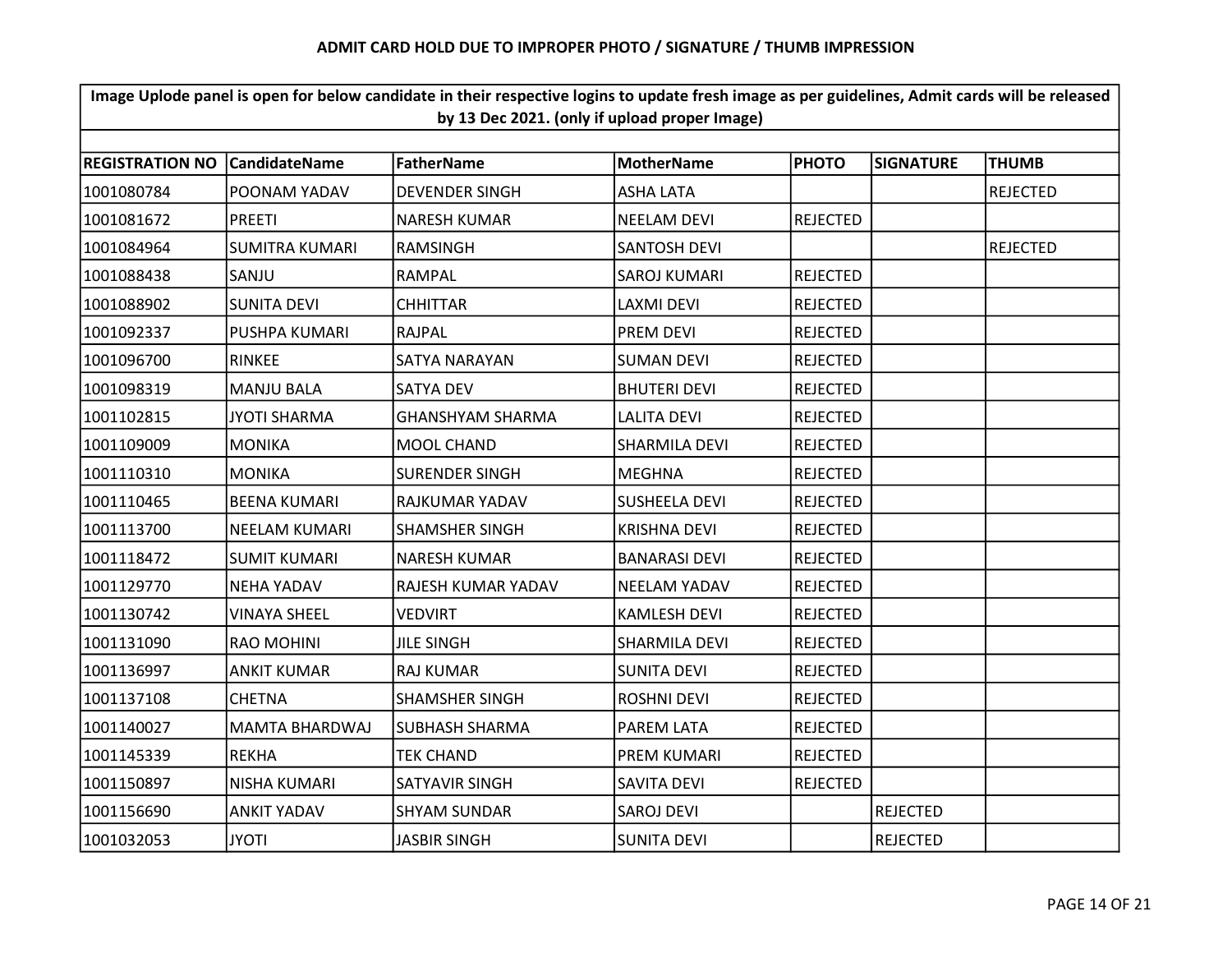**ADMIT CARD HOLD DUE TO IMPROPER PHOTO / SIGNATURE / THUMB IMPRESSION**

| Image Uplode panel is open for below candidate in their respective logins to update fresh image as per guidelines, Admit cards will be released by 13 Dec 2021. (only if upload proper Image) | | | | | | |
|---|---|---|---|---|---|---|
| **REGISTRATION NO** | **CandidateName** | **FatherName** | **MotherName** | **PHOTO** | **SIGNATURE** | **THUMB** |
| 1001080784 | POONAM YADAV | DEVENDER SINGH | ASHA LATA | | | REJECTED |
| 1001081672 | PREETI | NARESH KUMAR | NEELAM DEVI | REJECTED | | |
| 1001084964 | SUMITRA KUMARI | RAMSINGH | SANTOSH DEVI | | | REJECTED |
| 1001088438 | SANJU | RAMPAL | SAROJ KUMARI | REJECTED | | |
| 1001088902 | SUNITA DEVI | CHHITTAR | LAXMI DEVI | REJECTED | | |
| 1001092337 | PUSHPA KUMARI | RAJPAL | PREM DEVI | REJECTED | | |
| 1001096700 | RINKEE | SATYA NARAYAN | SUMAN DEVI | REJECTED | | |
| 1001098319 | MANJU BALA | SATYA DEV | BHUTERI DEVI | REJECTED | | |
| 1001102815 | JYOTI SHARMA | GHANSHYAM SHARMA | LALITA DEVI | REJECTED | | |
| 1001109009 | MONIKA | MOOL CHAND | SHARMILA DEVI | REJECTED | | |
| 1001110310 | MONIKA | SURENDER SINGH | MEGHNA | REJECTED | | |
| 1001110465 | BEENA KUMARI | RAJKUMAR YADAV | SUSHEELA DEVI | REJECTED | | |
| 1001113700 | NEELAM KUMARI | SHAMSHER SINGH | KRISHNA DEVI | REJECTED | | |
| 1001118472 | SUMIT KUMARI | NARESH KUMAR | BANARASI DEVI | REJECTED | | |
| 1001129770 | NEHA YADAV | RAJESH KUMAR YADAV | NEELAM YADAV | REJECTED | | |
| 1001130742 | VINAYA SHEEL | VEDVIRT | KAMLESH DEVI | REJECTED | | |
| 1001131090 | RAO MOHINI | JILE SINGH | SHARMILA DEVI | REJECTED | | |
| 1001136997 | ANKIT KUMAR | RAJ KUMAR | SUNITA DEVI | REJECTED | | |
| 1001137108 | CHETNA | SHAMSHER SINGH | ROSHNI DEVI | REJECTED | | |
| 1001140027 | MAMTA BHARDWAJ | SUBHASH SHARMA | PAREM LATA | REJECTED | | |
| 1001145339 | REKHA | TEK CHAND | PREM KUMARI | REJECTED | | |
| 1001150897 | NISHA KUMARI | SATYAVIR SINGH | SAVITA DEVI | REJECTED | | |
| 1001156690 | ANKIT YADAV | SHYAM SUNDAR | SAROJ DEVI | | REJECTED | |
| 1001032053 | JYOTI | JASBIR SINGH | SUNITA DEVI | | REJECTED | |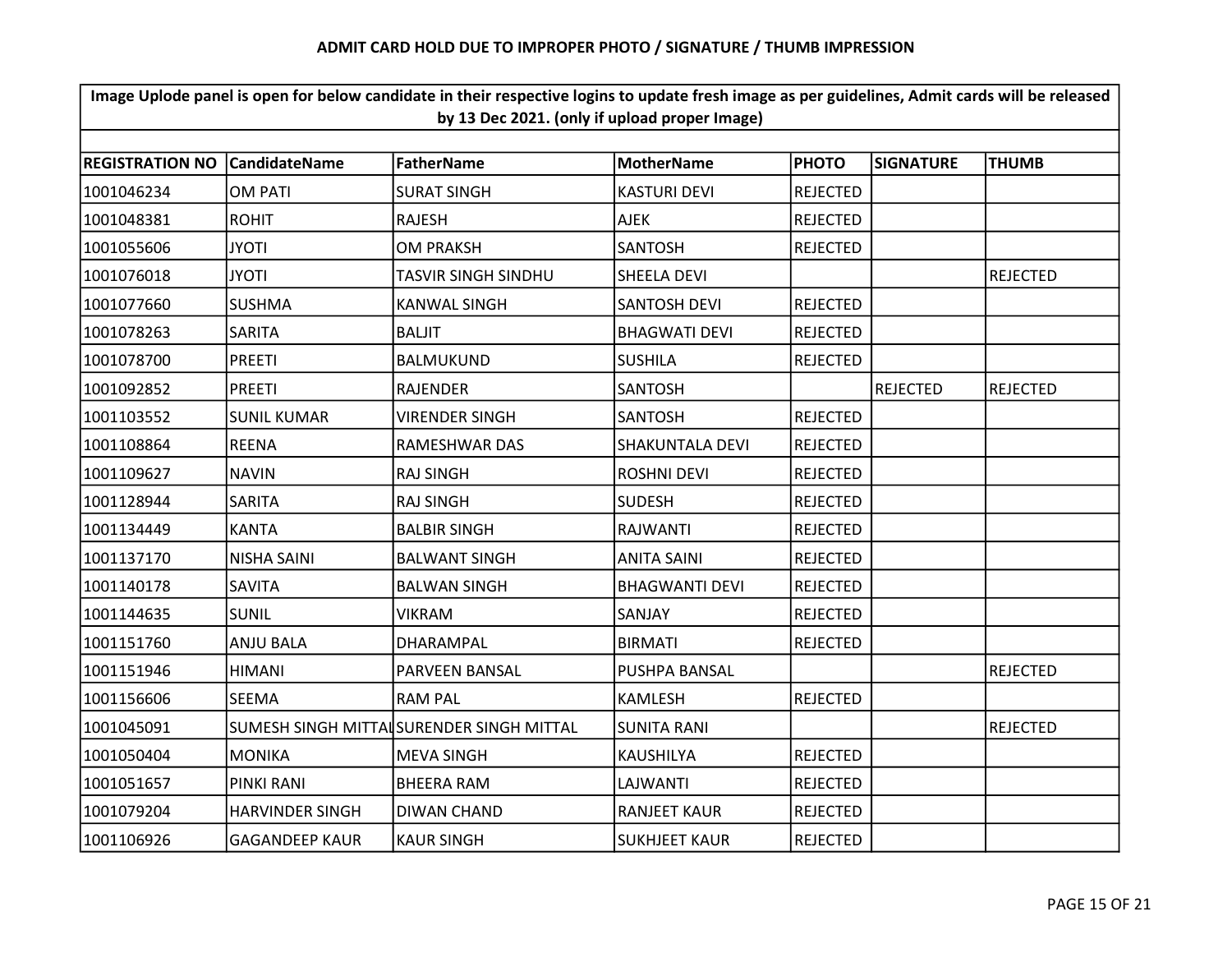# ADMIT CARD HOLD DUE TO IMPROPER PHOTO / SIGNATURE / THUMB IMPRESSION

| Image Uplode panel is open for below candidate in their respective logins to update fresh image as per guidelines, Admit cards will be released by 13 Dec 2021. (only if upload proper Image) | | | | | | |
|---|---|---|---|---|---|---|
| REGISTRATION NO | CandidateName | FatherName | MotherName | PHOTO | SIGNATURE | THUMB |
| 1001046234 | OM PATI | SURAT SINGH | KASTURI DEVI | REJECTED | | |
| 1001048381 | ROHIT | RAJESH | AJEK | REJECTED | | |
| 1001055606 | JYOTI | OM PRAKSH | SANTOSH | REJECTED | | |
| 1001076018 | JYOTI | TASVIR SINGH SINDHU | SHEELA DEVI | | | REJECTED |
| 1001077660 | SUSHMA | KANWAL SINGH | SANTOSH DEVI | REJECTED | | |
| 1001078263 | SARITA | BALJIT | BHAGWATI DEVI | REJECTED | | |
| 1001078700 | PREETI | BALMUKUND | SUSHILA | REJECTED | | |
| 1001092852 | PREETI | RAJENDER | SANTOSH | | REJECTED | REJECTED |
| 1001103552 | SUNIL KUMAR | VIRENDER SINGH | SANTOSH | REJECTED | | |
| 1001108864 | REENA | RAMESHWAR DAS | SHAKUNTALA DEVI | REJECTED | | |
| 1001109627 | NAVIN | RAJ SINGH | ROSHNI DEVI | REJECTED | | |
| 1001128944 | SARITA | RAJ SINGH | SUDESH | REJECTED | | |
| 1001134449 | KANTA | BALBIR SINGH | RAJWANTI | REJECTED | | |
| 1001137170 | NISHA SAINI | BALWANT SINGH | ANITA SAINI | REJECTED | | |
| 1001140178 | SAVITA | BALWAN SINGH | BHAGWANTI DEVI | REJECTED | | |
| 1001144635 | SUNIL | VIKRAM | SANJAY | REJECTED | | |
| 1001151760 | ANJU BALA | DHARAMPAL | BIRMATI | REJECTED | | |
| 1001151946 | HIMANI | PARVEEN BANSAL | PUSHPA BANSAL | | | REJECTED |
| 1001156606 | SEEMA | RAM PAL | KAMLESH | REJECTED | | |
| 1001045091 | SUMESH SINGH MITTAL | SURENDER SINGH MITTAL | SUNITA RANI | | | REJECTED |
| 1001050404 | MONIKA | MEVA SINGH | KAUSHILYA | REJECTED | | |
| 1001051657 | PINKI RANI | BHEERA RAM | LAJWANTI | REJECTED | | |
| 1001079204 | HARVINDER SINGH | DIWAN CHAND | RANJEET KAUR | REJECTED | | |
| 1001106926 | GAGANDEEP KAUR | KAUR SINGH | SUKHJEET KAUR | REJECTED | | |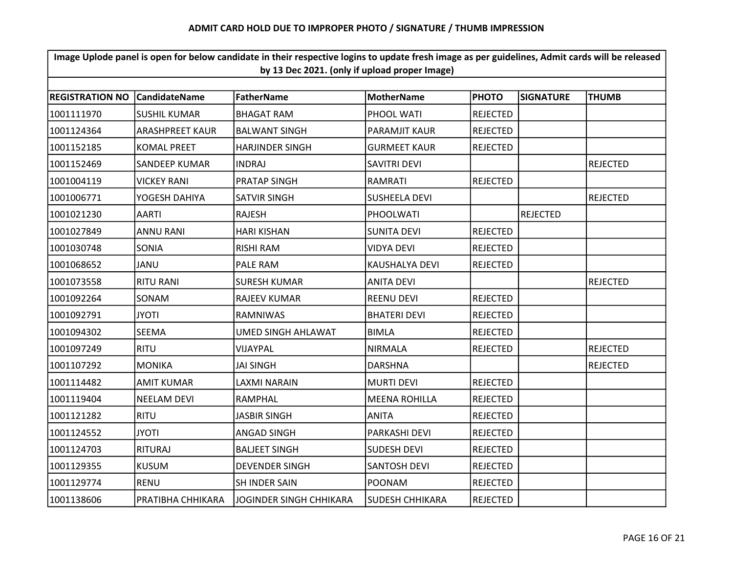**ADMIT CARD HOLD DUE TO IMPROPER PHOTO / SIGNATURE / THUMB IMPRESSION**

| Image Uplode panel is open for below candidate in their respective logins to update fresh image as per guidelines, Admit cards will be released by 13 Dec 2021. (only if upload proper Image) | | | | | | |
|---|---|---|---|---|---|---|
| **REGISTRATION NO** | **CandidateName** | **FatherName** | **MotherName** | **PHOTO** | **SIGNATURE** | **THUMB** |
| 1001111970 | SUSHIL KUMAR | BHAGAT RAM | PHOOL WATI | REJECTED | | |
| 1001124364 | ARASHPREET KAUR | BALWANT SINGH | PARAMJIT KAUR | REJECTED | | |
| 1001152185 | KOMAL PREET | HARJINDER SINGH | GURMEET KAUR | REJECTED | | |
| 1001152469 | SANDEEP KUMAR | INDRAJ | SAVITRI DEVI | | | REJECTED |
| 1001004119 | VICKEY RANI | PRATAP SINGH | RAMRATI | REJECTED | | |
| 1001006771 | YOGESH DAHIYA | SATVIR SINGH | SUSHEELA DEVI | | | REJECTED |
| 1001021230 | AARTI | RAJESH | PHOOLWATI | | REJECTED | |
| 1001027849 | ANNU RANI | HARI KISHAN | SUNITA DEVI | REJECTED | | |
| 1001030748 | SONIA | RISHI RAM | VIDYA DEVI | REJECTED | | |
| 1001068652 | JANU | PALE RAM | KAUSHALYA DEVI | REJECTED | | |
| 1001073558 | RITU RANI | SURESH KUMAR | ANITA DEVI | | | REJECTED |
| 1001092264 | SONAM | RAJEEV KUMAR | REENU DEVI | REJECTED | | |
| 1001092791 | JYOTI | RAMNIWAS | BHATERI DEVI | REJECTED | | |
| 1001094302 | SEEMA | UMED SINGH AHLAWAT | BIMLA | REJECTED | | |
| 1001097249 | RITU | VIJAYPAL | NIRMALA | REJECTED | | REJECTED |
| 1001107292 | MONIKA | JAI SINGH | DARSHNA | | | REJECTED |
| 1001114482 | AMIT KUMAR | LAXMI NARAIN | MURTI DEVI | REJECTED | | |
| 1001119404 | NEELAM DEVI | RAMPHAL | MEENA ROHILLA | REJECTED | | |
| 1001121282 | RITU | JASBIR SINGH | ANITA | REJECTED | | |
| 1001124552 | JYOTI | ANGAD SINGH | PARKASHI DEVI | REJECTED | | |
| 1001124703 | RITURAJ | BALJEET SINGH | SUDESH DEVI | REJECTED | | |
| 1001129355 | KUSUM | DEVENDER SINGH | SANTOSH DEVI | REJECTED | | |
| 1001129774 | RENU | SH INDER SAIN | POONAM | REJECTED | | |
| 1001138606 | PRATIBHA CHHIKARA | JOGINDER SINGH CHHIKARA | SUDESH CHHIKARA | REJECTED | | |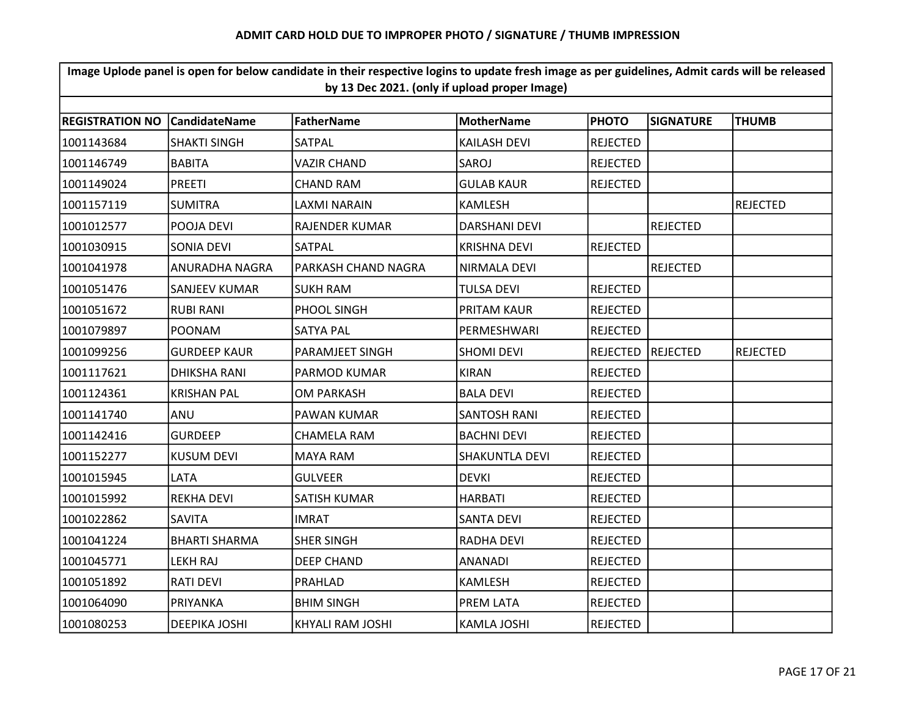**ADMIT CARD HOLD DUE TO IMPROPER PHOTO / SIGNATURE / THUMB IMPRESSION**

| Image Uplode panel is open for below candidate in their respective logins to update fresh image as per guidelines, Admit cards will be released by 13 Dec 2021. (only if upload proper Image) | | | | | | |
|---|---|---|---|---|---|---|
| REGISTRATION NO | CandidateName | FatherName | MotherName | PHOTO | SIGNATURE | THUMB |
| 1001143684 | SHAKTI SINGH | SATPAL | KAILASH DEVI | REJECTED | | |
| 1001146749 | BABITA | VAZIR CHAND | SAROJ | REJECTED | | |
| 1001149024 | PREETI | CHAND RAM | GULAB KAUR | REJECTED | | |
| 1001157119 | SUMITRA | LAXMI NARAIN | KAMLESH | | | REJECTED |
| 1001012577 | POOJA DEVI | RAJENDER KUMAR | DARSHANI DEVI | | REJECTED | |
| 1001030915 | SONIA DEVI | SATPAL | KRISHNA DEVI | REJECTED | | |
| 1001041978 | ANURADHA NAGRA | PARKASH CHAND NAGRA | NIRMALA DEVI | | REJECTED | |
| 1001051476 | SANJEEV KUMAR | SUKH RAM | TULSA DEVI | REJECTED | | |
| 1001051672 | RUBI RANI | PHOOL SINGH | PRITAM KAUR | REJECTED | | |
| 1001079897 | POONAM | SATYA PAL | PERMESHWARI | REJECTED | | |
| 1001099256 | GURDEEP KAUR | PARAMJEET SINGH | SHOMI DEVI | REJECTED | REJECTED | REJECTED |
| 1001117621 | DHIKSHA RANI | PARMOD KUMAR | KIRAN | REJECTED | | |
| 1001124361 | KRISHAN PAL | OM PARKASH | BALA DEVI | REJECTED | | |
| 1001141740 | ANU | PAWAN KUMAR | SANTOSH RANI | REJECTED | | |
| 1001142416 | GURDEEP | CHAMELA RAM | BACHNI DEVI | REJECTED | | |
| 1001152277 | KUSUM DEVI | MAYA RAM | SHAKUNTLA DEVI | REJECTED | | |
| 1001015945 | LATA | GULVEER | DEVKI | REJECTED | | |
| 1001015992 | REKHA DEVI | SATISH KUMAR | HARBATI | REJECTED | | |
| 1001022862 | SAVITA | IMRAT | SANTA DEVI | REJECTED | | |
| 1001041224 | BHARTI SHARMA | SHER SINGH | RADHA DEVI | REJECTED | | |
| 1001045771 | LEKH RAJ | DEEP CHAND | ANANADI | REJECTED | | |
| 1001051892 | RATI DEVI | PRAHLAD | KAMLESH | REJECTED | | |
| 1001064090 | PRIYANKA | BHIM SINGH | PREM LATA | REJECTED | | |
| 1001080253 | DEEPIKA JOSHI | KHYALI RAM JOSHI | KAMLA JOSHI | REJECTED | | |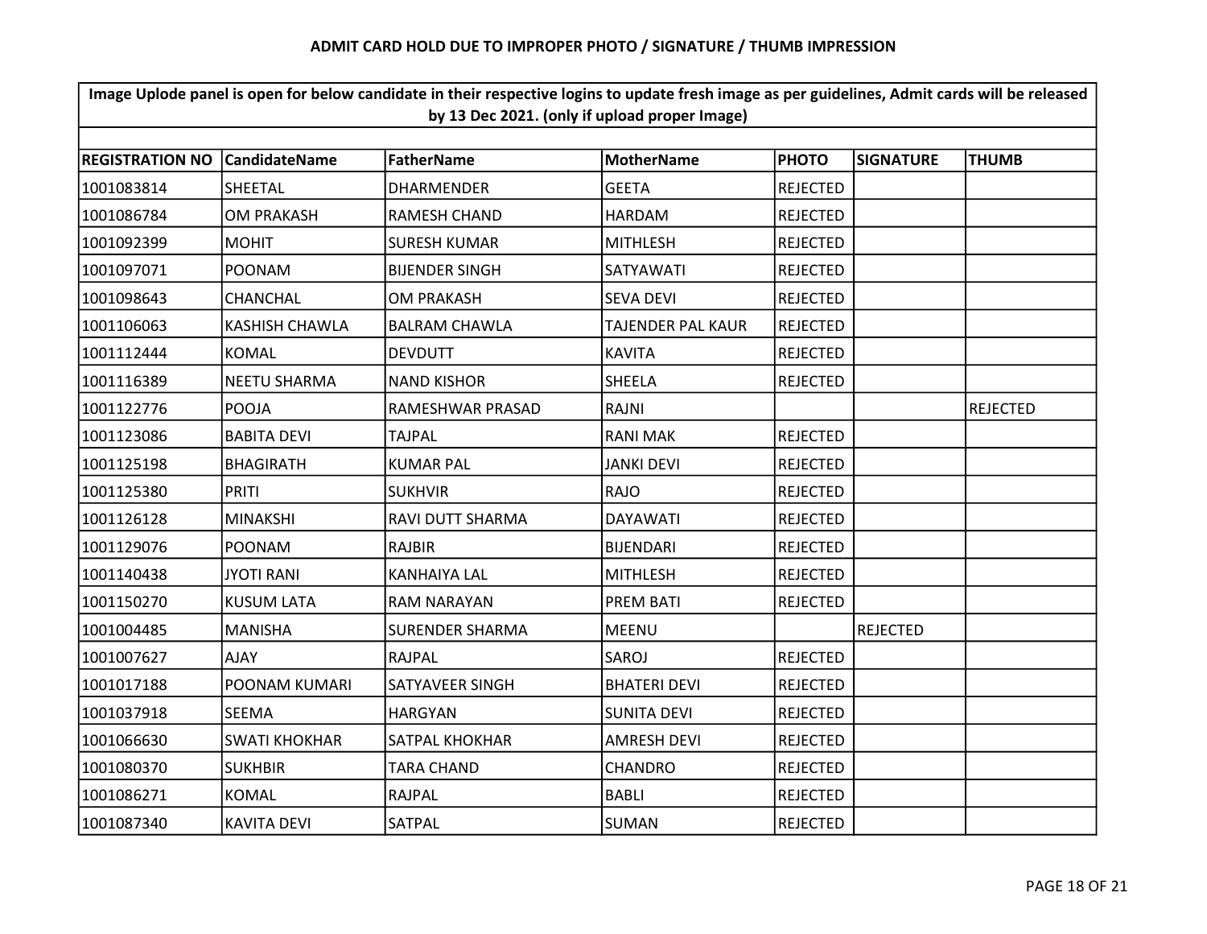# ADMIT CARD HOLD DUE TO IMPROPER PHOTO / SIGNATURE / THUMB IMPRESSION

| Image Uplode panel is open for below candidate in their respective logins to update fresh image as per guidelines, Admit cards will be released by 13 Dec 2021. (only if upload proper Image) | | | | | | |
|---|---|---|---|---|---|---|
| REGISTRATION NO | CandidateName | FatherName | MotherName | PHOTO | SIGNATURE | THUMB |
| 1001083814 | SHEETAL | DHARMENDER | GEETA | REJECTED | | |
| 1001086784 | OM PRAKASH | RAMESH CHAND | HARDAM | REJECTED | | |
| 1001092399 | MOHIT | SURESH KUMAR | MITHLESH | REJECTED | | |
| 1001097071 | POONAM | BIJENDER SINGH | SATYAWATI | REJECTED | | |
| 1001098643 | CHANCHAL | OM PRAKASH | SEVA DEVI | REJECTED | | |
| 1001106063 | KASHISH CHAWLA | BALRAM CHAWLA | TAJENDER PAL KAUR | REJECTED | | |
| 1001112444 | KOMAL | DEVDUTT | KAVITA | REJECTED | | |
| 1001116389 | NEETU SHARMA | NAND KISHOR | SHEELA | REJECTED | | |
| 1001122776 | POOJA | RAMESHWAR PRASAD | RAJNI | | | REJECTED |
| 1001123086 | BABITA DEVI | TAJPAL | RANI MAK | REJECTED | | |
| 1001125198 | BHAGIRATH | KUMAR PAL | JANKI DEVI | REJECTED | | |
| 1001125380 | PRITI | SUKHVIR | RAJO | REJECTED | | |
| 1001126128 | MINAKSHI | RAVI DUTT SHARMA | DAYAWATI | REJECTED | | |
| 1001129076 | POONAM | RAJBIR | BIJENDARI | REJECTED | | |
| 1001140438 | JYOTI RANI | KANHAIYA LAL | MITHLESH | REJECTED | | |
| 1001150270 | KUSUM LATA | RAM NARAYAN | PREM BATI | REJECTED | | |
| 1001004485 | MANISHA | SURENDER SHARMA | MEENU | | REJECTED | |
| 1001007627 | AJAY | RAJPAL | SAROJ | REJECTED | | |
| 1001017188 | POONAM KUMARI | SATYAVEER SINGH | BHATERI DEVI | REJECTED | | |
| 1001037918 | SEEMA | HARGYAN | SUNITA DEVI | REJECTED | | |
| 1001066630 | SWATI KHOKHAR | SATPAL KHOKHAR | AMRESH DEVI | REJECTED | | |
| 1001080370 | SUKHBIR | TARA CHAND | CHANDRO | REJECTED | | |
| 1001086271 | KOMAL | RAJPAL | BABLI | REJECTED | | |
| 1001087340 | KAVITA DEVI | SATPAL | SUMAN | REJECTED | | |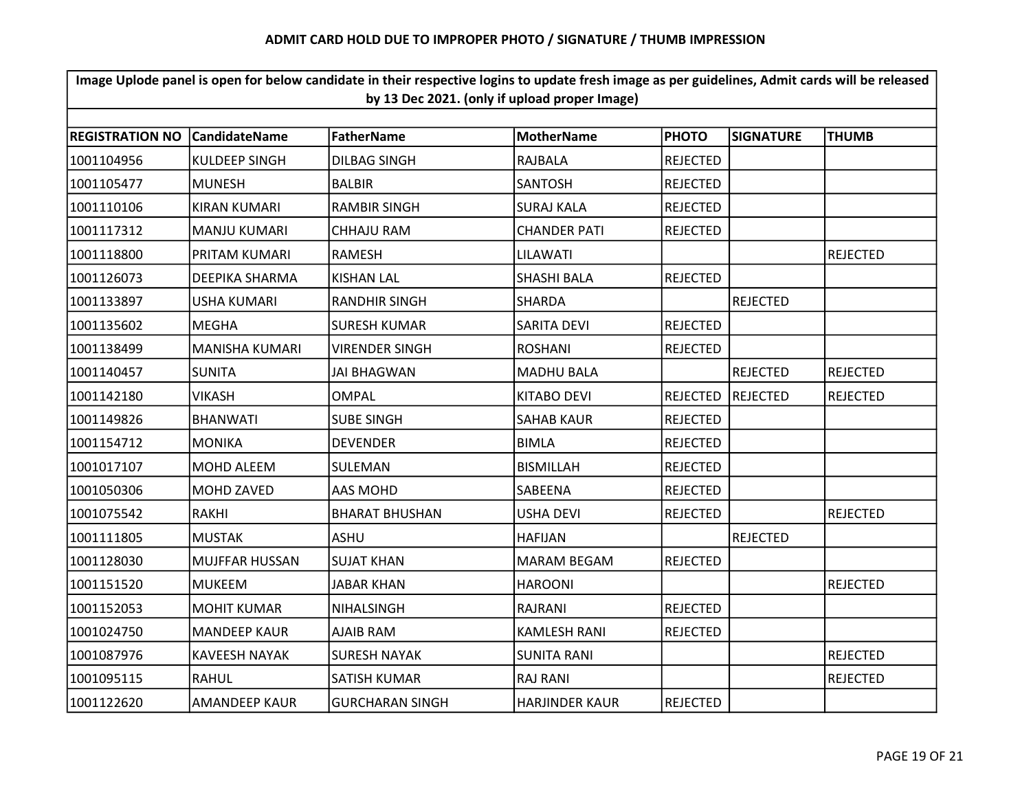## ADMIT CARD HOLD DUE TO IMPROPER PHOTO / SIGNATURE / THUMB IMPRESSION

**Image Uplode panel is open for below candidate in their respective logins to update fresh image as per guidelines, Admit cards will be released by 13 Dec 2021. (only if upload proper Image)**

| REGISTRATION NO | CandidateName | FatherName | MotherName | PHOTO | SIGNATURE | THUMB |
|---|---|---|---|---|---|---|
| 1001104956 | KULDEEP SINGH | DILBAG SINGH | RAJBALA | REJECTED | | |
| 1001105477 | MUNESH | BALBIR | SANTOSH | REJECTED | | |
| 1001110106 | KIRAN KUMARI | RAMBIR SINGH | SURAJ KALA | REJECTED | | |
| 1001117312 | MANJU KUMARI | CHHAJU RAM | CHANDER PATI | REJECTED | | |
| 1001118800 | PRITAM KUMARI | RAMESH | LILAWATI | | | REJECTED |
| 1001126073 | DEEPIKA SHARMA | KISHAN LAL | SHASHI BALA | REJECTED | | |
| 1001133897 | USHA KUMARI | RANDHIR SINGH | SHARDA | | REJECTED | |
| 1001135602 | MEGHA | SURESH KUMAR | SARITA DEVI | REJECTED | | |
| 1001138499 | MANISHA KUMARI | VIRENDER SINGH | ROSHANI | REJECTED | | |
| 1001140457 | SUNITA | JAI BHAGWAN | MADHU BALA | | REJECTED | REJECTED |
| 1001142180 | VIKASH | OMPAL | KITABO DEVI | REJECTED | REJECTED | REJECTED |
| 1001149826 | BHANWATI | SUBE SINGH | SAHAB KAUR | REJECTED | | |
| 1001154712 | MONIKA | DEVENDER | BIMLA | REJECTED | | |
| 1001017107 | MOHD ALEEM | SULEMAN | BISMILLAH | REJECTED | | |
| 1001050306 | MOHD ZAVED | AAS MOHD | SABEENA | REJECTED | | |
| 1001075542 | RAKHI | BHARAT BHUSHAN | USHA DEVI | REJECTED | | REJECTED |
| 1001111805 | MUSTAK | ASHU | HAFIJAN | | REJECTED | |
| 1001128030 | MUJFFAR HUSSAN | SUJAT KHAN | MARAM BEGAM | REJECTED | | |
| 1001151520 | MUKEEM | JABAR KHAN | HAROONI | | | REJECTED |
| 1001152053 | MOHIT KUMAR | NIHALSINGH | RAJRANI | REJECTED | | |
| 1001024750 | MANDEEP KAUR | AJAIB RAM | KAMLESH RANI | REJECTED | | |
| 1001087976 | KAVEESH NAYAK | SURESH NAYAK | SUNITA RANI | | | REJECTED |
| 1001095115 | RAHUL | SATISH KUMAR | RAJ RANI | | | REJECTED |
| 1001122620 | AMANDEEP KAUR | GURCHARAN SINGH | HARJINDER KAUR | REJECTED | | |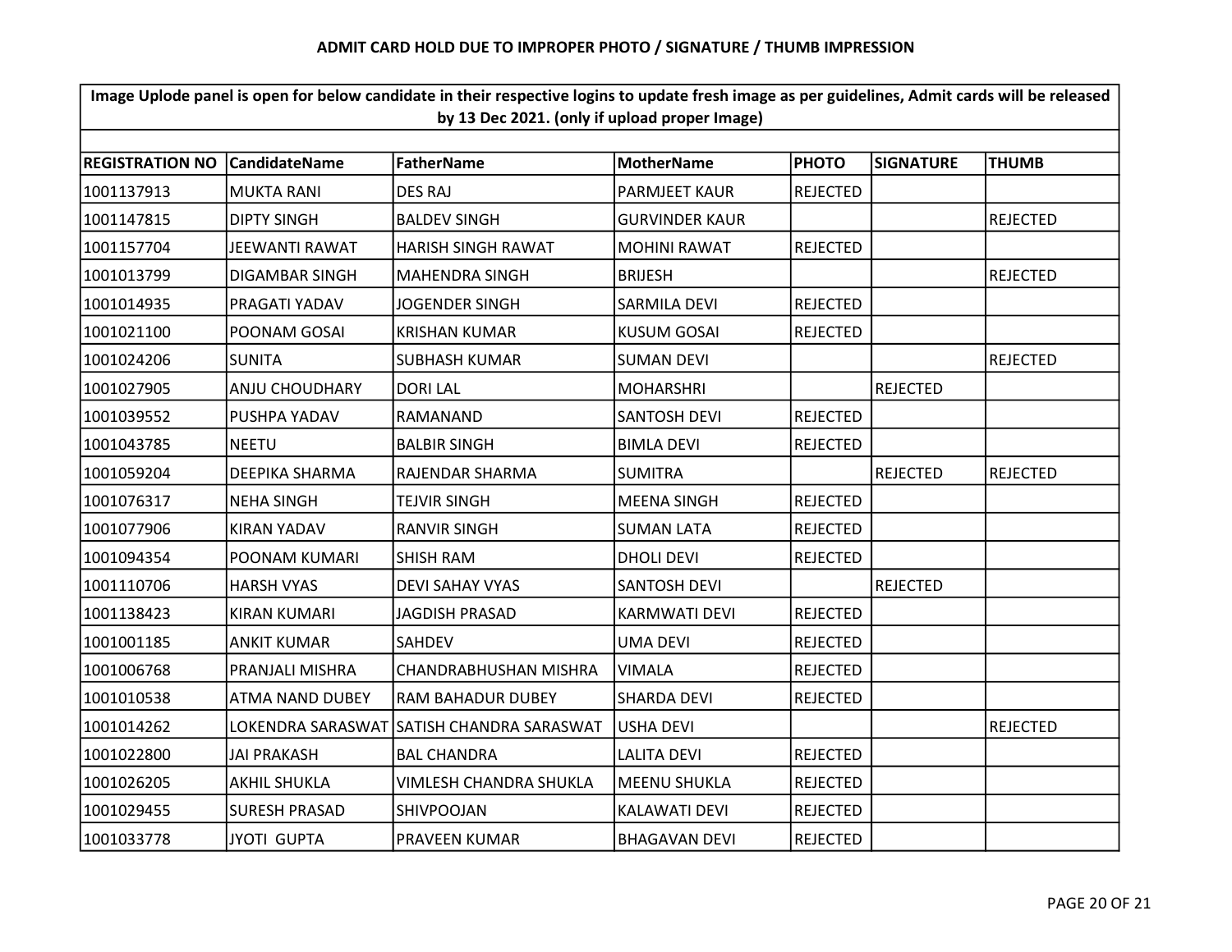**ADMIT CARD HOLD DUE TO IMPROPER PHOTO / SIGNATURE / THUMB IMPRESSION**

| Image Uplode panel is open for below candidate in their respective logins to update fresh image as per guidelines, Admit cards will be released by 13 Dec 2021. (only if upload proper Image) | | | | | | |
|---|---|---|---|---|---|---|
| REGISTRATION NO | CandidateName | FatherName | MotherName | PHOTO | SIGNATURE | THUMB |
| 1001137913 | MUKTA RANI | DES RAJ | PARMJEET KAUR | REJECTED | | |
| 1001147815 | DIPTY SINGH | BALDEV SINGH | GURVINDER KAUR | | | REJECTED |
| 1001157704 | JEEWANTI RAWAT | HARISH SINGH RAWAT | MOHINI RAWAT | REJECTED | | |
| 1001013799 | DIGAMBAR SINGH | MAHENDRA SINGH | BRIJESH | | | REJECTED |
| 1001014935 | PRAGATI YADAV | JOGENDER SINGH | SARMILA DEVI | REJECTED | | |
| 1001021100 | POONAM GOSAI | KRISHAN KUMAR | KUSUM GOSAI | REJECTED | | |
| 1001024206 | SUNITA | SUBHASH KUMAR | SUMAN DEVI | | | REJECTED |
| 1001027905 | ANJU CHOUDHARY | DORI LAL | MOHARSHRI | | REJECTED | |
| 1001039552 | PUSHPA YADAV | RAMANAND | SANTOSH DEVI | REJECTED | | |
| 1001043785 | NEETU | BALBIR SINGH | BIMLA DEVI | REJECTED | | |
| 1001059204 | DEEPIKA SHARMA | RAJENDAR SHARMA | SUMITRA | | REJECTED | REJECTED |
| 1001076317 | NEHA SINGH | TEJVIR SINGH | MEENA SINGH | REJECTED | | |
| 1001077906 | KIRAN YADAV | RANVIR SINGH | SUMAN LATA | REJECTED | | |
| 1001094354 | POONAM KUMARI | SHISH RAM | DHOLI DEVI | REJECTED | | |
| 1001110706 | HARSH VYAS | DEVI SAHAY VYAS | SANTOSH DEVI | | REJECTED | |
| 1001138423 | KIRAN KUMARI | JAGDISH PRASAD | KARMWATI DEVI | REJECTED | | |
| 1001001185 | ANKIT KUMAR | SAHDEV | UMA DEVI | REJECTED | | |
| 1001006768 | PRANJALI MISHRA | CHANDRABHUSHAN MISHRA | VIMALA | REJECTED | | |
| 1001010538 | ATMA NAND DUBEY | RAM BAHADUR DUBEY | SHARDA DEVI | REJECTED | | |
| 1001014262 | LOKENDRA SARASWAT | SATISH CHANDRA SARASWAT | USHA DEVI | | | REJECTED |
| 1001022800 | JAI PRAKASH | BAL CHANDRA | LALITA DEVI | REJECTED | | |
| 1001026205 | AKHIL SHUKLA | VIMLESH CHANDRA SHUKLA | MEENU SHUKLA | REJECTED | | |
| 1001029455 | SURESH PRASAD | SHIVPOOJAN | KALAWATI DEVI | REJECTED | | |
| 1001033778 | JYOTI GUPTA | PRAVEEN KUMAR | BHAGAVAN DEVI | REJECTED | | |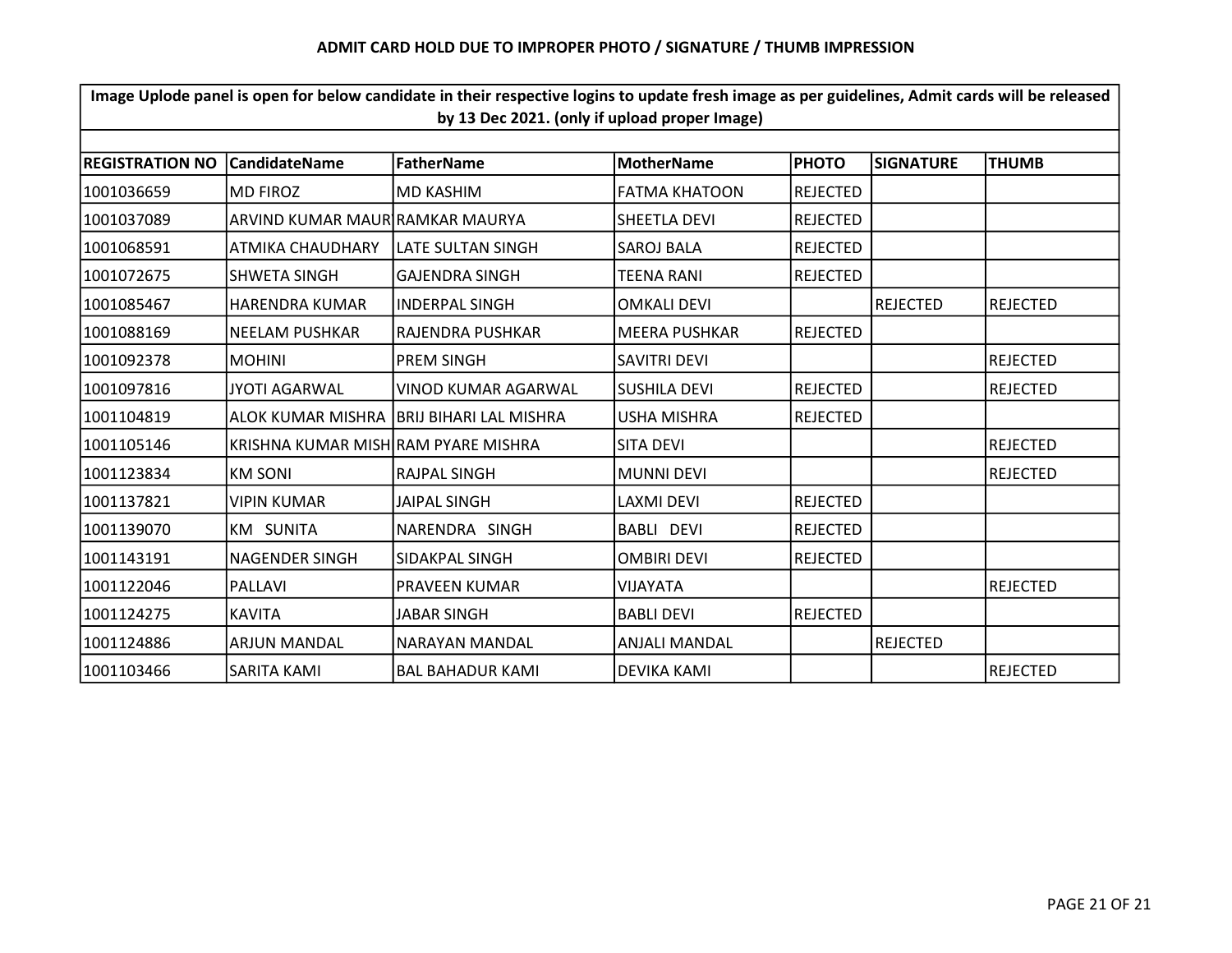## ADMIT CARD HOLD DUE TO IMPROPER PHOTO / SIGNATURE / THUMB IMPRESSION

**Image Uplode panel is open for below candidate in their respective logins to update fresh image as per guidelines, Admit cards will be released by 13 Dec 2021. (only if upload proper Image)**

| REGISTRATION NO | CandidateName | FatherName | MotherName | PHOTO | SIGNATURE | THUMB |
|---|---|---|---|---|---|---|
| 1001036659 | MD FIROZ | MD KASHIM | FATMA KHATOON | REJECTED | | |
| 1001037089 | ARVIND KUMAR MAUR | RAMKAR MAURYA | SHEETLA DEVI | REJECTED | | |
| 1001068591 | ATMIKA CHAUDHARY | LATE SULTAN SINGH | SAROJ BALA | REJECTED | | |
| 1001072675 | SHWETA SINGH | GAJENDRA SINGH | TEENA RANI | REJECTED | | |
| 1001085467 | HARENDRA KUMAR | INDERPAL SINGH | OMKALI DEVI | | REJECTED | REJECTED |
| 1001088169 | NEELAM PUSHKAR | RAJENDRA PUSHKAR | MEERA PUSHKAR | REJECTED | | |
| 1001092378 | MOHINI | PREM SINGH | SAVITRI DEVI | | | REJECTED |
| 1001097816 | JYOTI AGARWAL | VINOD KUMAR AGARWAL | SUSHILA DEVI | REJECTED | | REJECTED |
| 1001104819 | ALOK KUMAR MISHRA | BRIJ BIHARI LAL MISHRA | USHA MISHRA | REJECTED | | |
| 1001105146 | KRISHNA KUMAR MISH | RAM PYARE MISHRA | SITA DEVI | | | REJECTED |
| 1001123834 | KM SONI | RAJPAL SINGH | MUNNI DEVI | | | REJECTED |
| 1001137821 | VIPIN KUMAR | JAIPAL SINGH | LAXMI DEVI | REJECTED | | |
| 1001139070 | KM SUNITA | NARENDRA SINGH | BABLI DEVI | REJECTED | | |
| 1001143191 | NAGENDER SINGH | SIDAKPAL SINGH | OMBIRI DEVI | REJECTED | | |
| 1001122046 | PALLAVI | PRAVEEN KUMAR | VIJAYATA | | | REJECTED |
| 1001124275 | KAVITA | JABAR SINGH | BABLI DEVI | REJECTED | | |
| 1001124886 | ARJUN MANDAL | NARAYAN MANDAL | ANJALI MANDAL | | REJECTED | |
| 1001103466 | SARITA KAMI | BAL BAHADUR KAMI | DEVIKA KAMI | | | REJECTED |